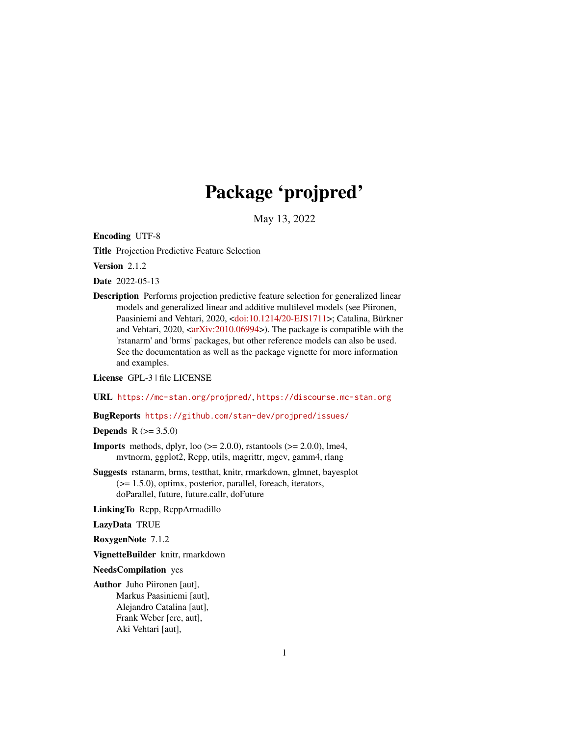# Package 'projpred'

May 13, 2022

**Encoding** UTF-8

**Title** Projection Predictive Feature Selection

**Version** 2.1.2

**Date** 2022-05-13

**Description** Performs projection predictive feature selection for generalized linear models and generalized linear and additive multilevel models (see Piironen, Paasiniemi and Vehtari, 2020, <doi:10.1214/20-EJS1711>; Catalina, Bürkner and Vehtari, 2020, <arXiv:2010.06994>). The package is compatible with the 'rstanarm' and 'brms' packages, but other reference models can also be used. See the documentation as well as the package vignette for more information and examples.

**License** GPL-3 | file LICENSE

**URL** https://mc-stan.org/projpred/, https://discourse.mc-stan.org

**BugReports** https://github.com/stan-dev/projpred/issues/

**Depends** R (>= 3.5.0)

**Imports** methods, dplyr, loo (>= 2.0.0), rstantools (>= 2.0.0), lme4, mvtnorm, ggplot2, Rcpp, utils, magrittr, mgcv, gamm4, rlang

**Suggests** rstanarm, brms, testthat, knitr, rmarkdown, glmnet, bayesplot (>= 1.5.0), optimx, posterior, parallel, foreach, iterators, doParallel, future, future.callr, doFuture

**LinkingTo** Rcpp, RcppArmadillo

**LazyData** TRUE

**RoxygenNote** 7.1.2

**VignetteBuilder** knitr, rmarkdown

**NeedsCompilation** yes

**Author** Juho Piironen [aut],
Markus Paasiniemi [aut],
Alejandro Catalina [aut],
Frank Weber [cre, aut],
Aki Vehtari [aut],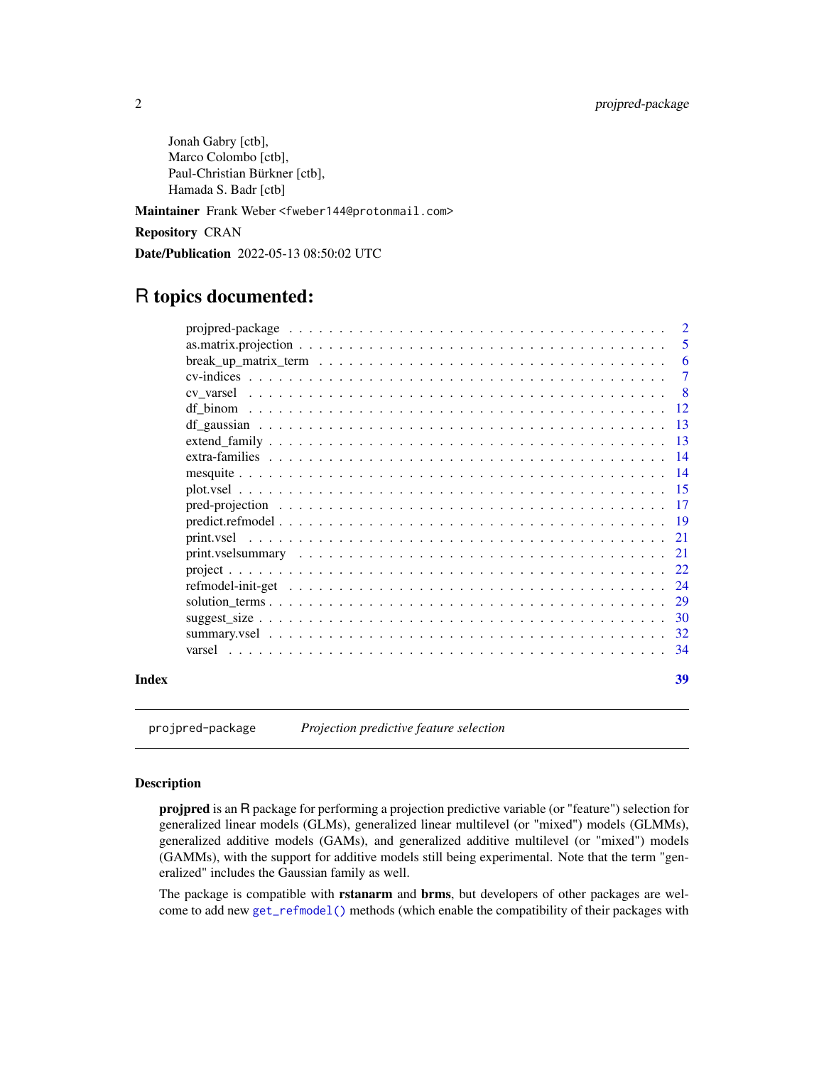Jonah Gabry [ctb],
Marco Colombo [ctb],
Paul-Christian Bürkner [ctb],
Hamada S. Badr [ctb]

**Maintainer** Frank Weber <fweber144@protonmail.com>

**Repository** CRAN

**Date/Publication** 2022-05-13 08:50:02 UTC

# R topics documented:

| | |
|---|---|
| projpred-package | 2 |
| as.matrix.projection | 5 |
| break_up_matrix_term | 6 |
| cv-indices | 7 |
| cv_varsel | 8 |
| df_binom | 12 |
| df_gaussian | 13 |
| extend_family | 13 |
| extra-families | 14 |
| mesquite | 14 |
| plot.vsel | 15 |
| pred-projection | 17 |
| predict.refmodel | 19 |
| print.vsel | 21 |
| print.vselsummary | 21 |
| project | 22 |
| refmodel-init-get | 24 |
| solution_terms | 29 |
| suggest_size | 30 |
| summary.vsel | 32 |
| varsel | 34 |
| **Index** | **39** |

---

`projpred-package` *Projection predictive feature selection*

---

### Description

**projpred** is an R package for performing a projection predictive variable (or "feature") selection for generalized linear models (GLMs), generalized linear multilevel (or "mixed") models (GLMMs), generalized additive models (GAMs), and generalized additive multilevel (or "mixed") models (GAMMs), with the support for additive models still being experimental. Note that the term "generalized" includes the Gaussian family as well.

The package is compatible with **rstanarm** and **brms**, but developers of other packages are welcome to add new `get_refmodel()` methods (which enable the compatibility of their packages with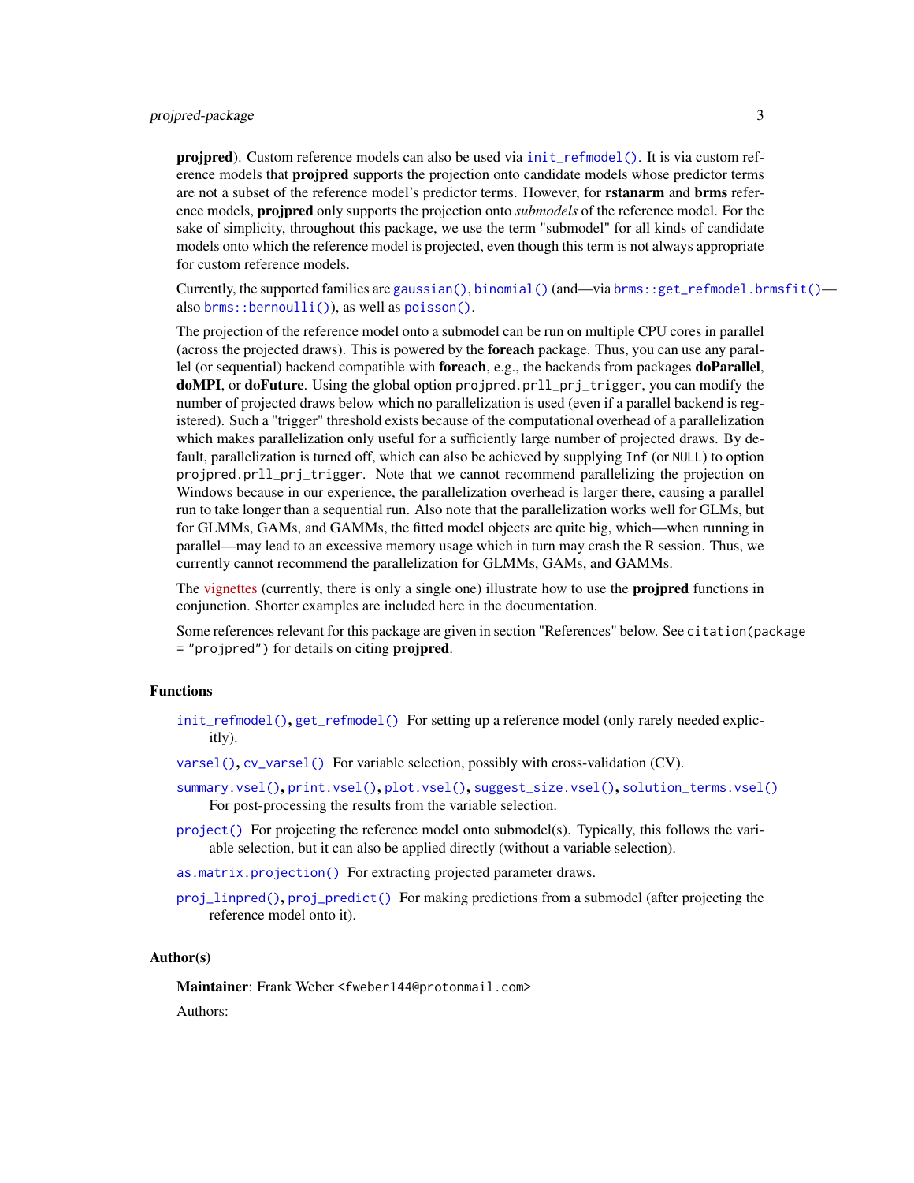**projpred**). Custom reference models can also be used via `init_refmodel()`. It is via custom reference models that **projpred** supports the projection onto candidate models whose predictor terms are not a subset of the reference model's predictor terms. However, for **rstanarm** and **brms** reference models, **projpred** only supports the projection onto *submodels* of the reference model. For the sake of simplicity, throughout this package, we use the term "submodel" for all kinds of candidate models onto which the reference model is projected, even though this term is not always appropriate for custom reference models.

Currently, the supported families are `gaussian()`, `binomial()` (and—via `brms::get_refmodel.brmsfit()`—also `brms::bernoulli()`), as well as `poisson()`.

The projection of the reference model onto a submodel can be run on multiple CPU cores in parallel (across the projected draws). This is powered by the **foreach** package. Thus, you can use any parallel (or sequential) backend compatible with **foreach**, e.g., the backends from packages **doParallel**, **doMPI**, or **doFuture**. Using the global option `projpred.prll_prj_trigger`, you can modify the number of projected draws below which no parallelization is used (even if a parallel backend is registered). Such a "trigger" threshold exists because of the computational overhead of a parallelization which makes parallelization only useful for a sufficiently large number of projected draws. By default, parallelization is turned off, which can also be achieved by supplying `Inf` (or `NULL`) to option `projpred.prll_prj_trigger`. Note that we cannot recommend parallelizing the projection on Windows because in our experience, the parallelization overhead is larger there, causing a parallel run to take longer than a sequential run. Also note that the parallelization works well for GLMs, but for GLMMs, GAMs, and GAMMs, the fitted model objects are quite big, which—when running in parallel—may lead to an excessive memory usage which in turn may crash the R session. Thus, we currently cannot recommend the parallelization for GLMMs, GAMs, and GAMMs.

The vignettes (currently, there is only a single one) illustrate how to use the **projpred** functions in conjunction. Shorter examples are included here in the documentation.

Some references relevant for this package are given in section "References" below. See `citation(package = "projpred")` for details on citing **projpred**.

## Functions

`init_refmodel()`, `get_refmodel()` For setting up a reference model (only rarely needed explicitly).

`varsel()`, `cv_varsel()` For variable selection, possibly with cross-validation (CV).

`summary.vsel()`, `print.vsel()`, `plot.vsel()`, `suggest_size.vsel()`, `solution_terms.vsel()` For post-processing the results from the variable selection.

`project()` For projecting the reference model onto submodel(s). Typically, this follows the variable selection, but it can also be applied directly (without a variable selection).

`as.matrix.projection()` For extracting projected parameter draws.

`proj_linpred()`, `proj_predict()` For making predictions from a submodel (after projecting the reference model onto it).

## Author(s)

**Maintainer**: Frank Weber <fweber144@protonmail.com>

Authors: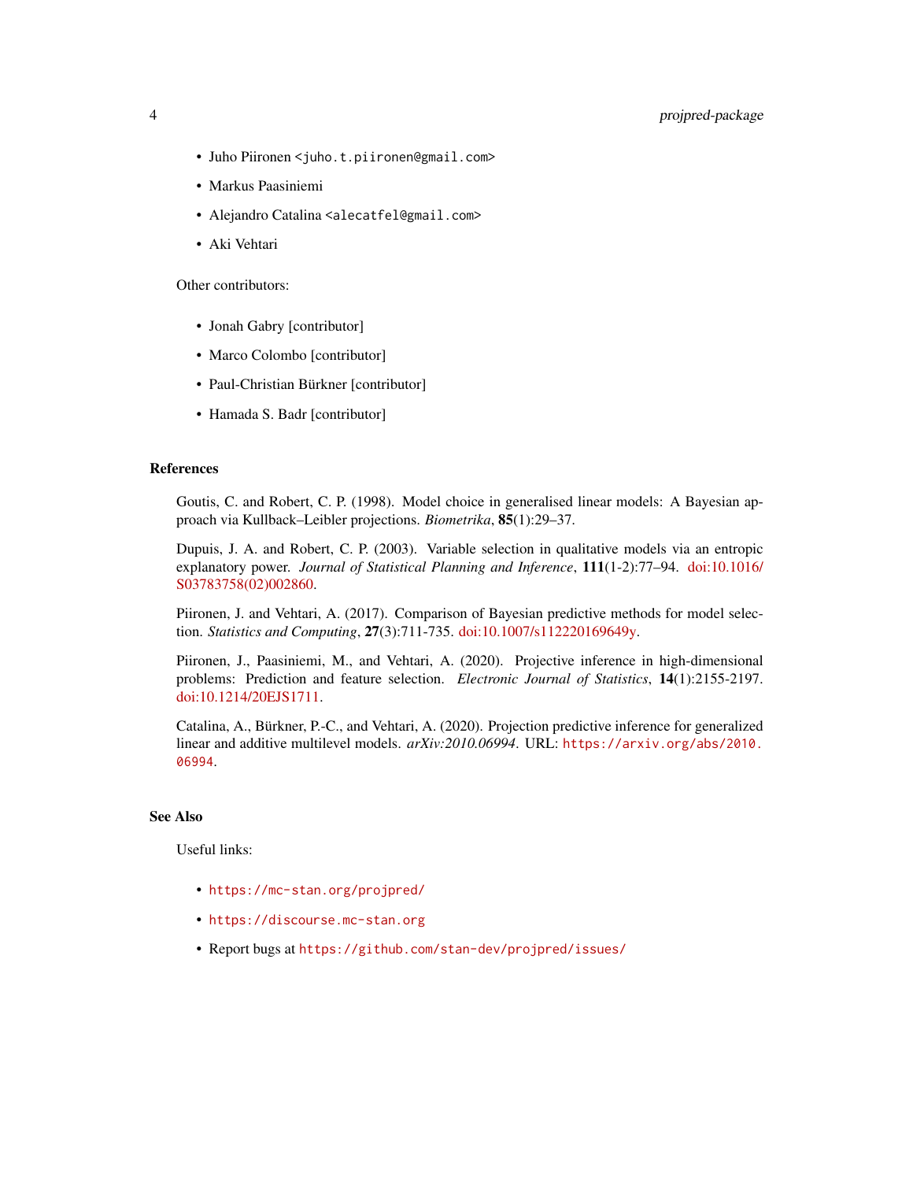- Juho Piironen <juho.t.piironen@gmail.com>
- Markus Paasiniemi
- Alejandro Catalina <alecatfel@gmail.com>
- Aki Vehtari

Other contributors:

- Jonah Gabry [contributor]
- Marco Colombo [contributor]
- Paul-Christian Bürkner [contributor]
- Hamada S. Badr [contributor]

## References

Goutis, C. and Robert, C. P. (1998). Model choice in generalised linear models: A Bayesian approach via Kullback–Leibler projections. *Biometrika*, **85**(1):29–37.

Dupuis, J. A. and Robert, C. P. (2003). Variable selection in qualitative models via an entropic explanatory power. *Journal of Statistical Planning and Inference*, **111**(1-2):77–94. doi:10.1016/S03783758(02)002860.

Piironen, J. and Vehtari, A. (2017). Comparison of Bayesian predictive methods for model selection. *Statistics and Computing*, **27**(3):711-735. doi:10.1007/s112220169649y.

Piironen, J., Paasiniemi, M., and Vehtari, A. (2020). Projective inference in high-dimensional problems: Prediction and feature selection. *Electronic Journal of Statistics*, **14**(1):2155-2197. doi:10.1214/20EJS1711.

Catalina, A., Bürkner, P.-C., and Vehtari, A. (2020). Projection predictive inference for generalized linear and additive multilevel models. *arXiv:2010.06994*. URL: https://arxiv.org/abs/2010.06994.

## See Also

Useful links:

- https://mc-stan.org/projpred/
- https://discourse.mc-stan.org
- Report bugs at https://github.com/stan-dev/projpred/issues/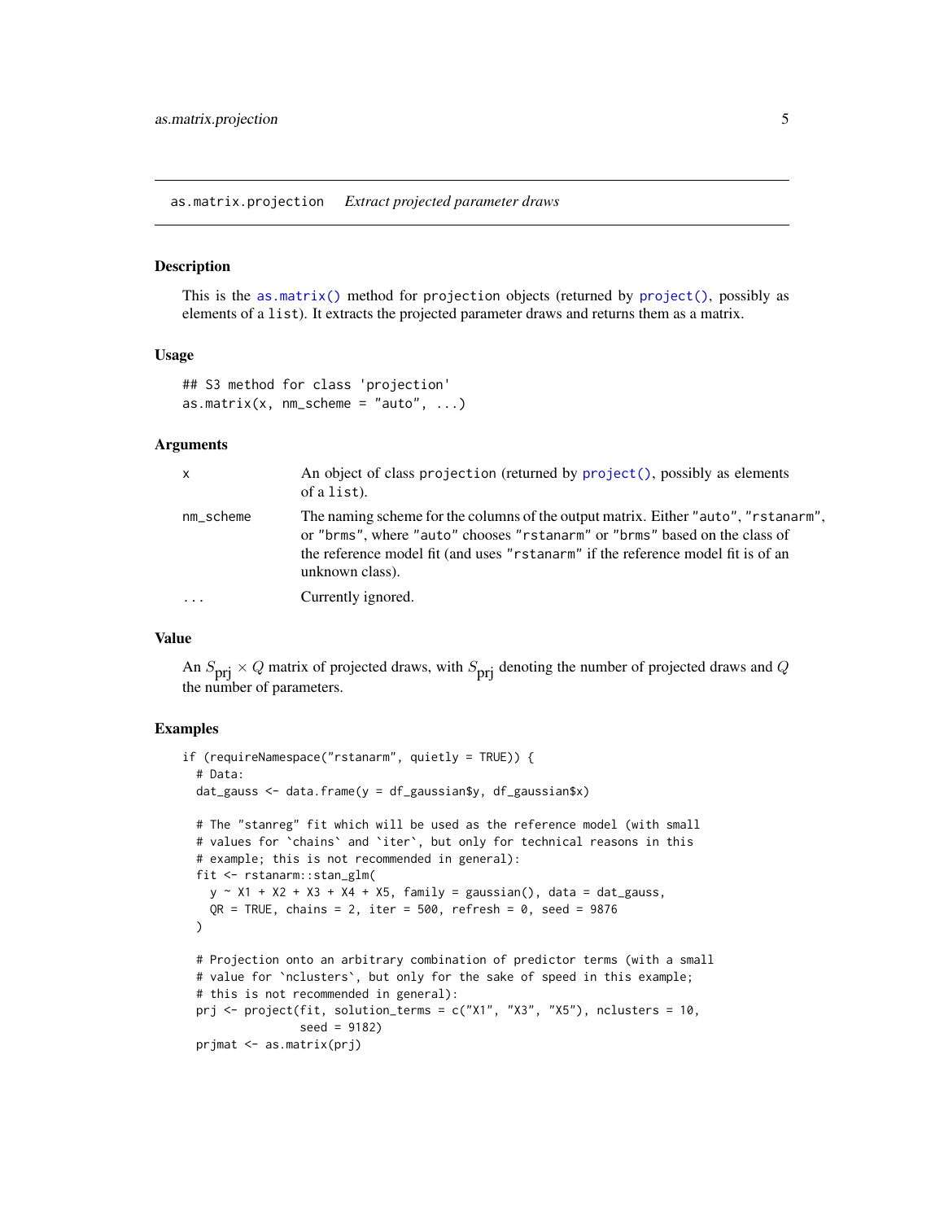## as.matrix.projection *Extract projected parameter draws*

### Description

This is the `as.matrix()` method for `projection` objects (returned by `project()`, possibly as elements of a `list`). It extracts the projected parameter draws and returns them as a matrix.

### Usage

```
## S3 method for class 'projection'
as.matrix(x, nm_scheme = "auto", ...)
```

### Arguments

| | |
|---|---|
| `x` | An object of class `projection` (returned by `project()`, possibly as elements of a `list`). |
| `nm_scheme` | The naming scheme for the columns of the output matrix. Either `"auto"`, `"rstanarm"`, or `"brms"`, where `"auto"` chooses `"rstanarm"` or `"brms"` based on the class of the reference model fit (and uses `"rstanarm"` if the reference model fit is of an unknown class). |
| `...` | Currently ignored. |

### Value

An $S_{\mathrm{prj}} \times Q$ matrix of projected draws, with $S_{\mathrm{prj}}$ denoting the number of projected draws and $Q$ the number of parameters.

### Examples

```
if (requireNamespace("rstanarm", quietly = TRUE)) {
  # Data:
  dat_gauss <- data.frame(y = df_gaussian$y, df_gaussian$x)

  # The "stanreg" fit which will be used as the reference model (with small
  # values for `chains` and `iter`, but only for technical reasons in this
  # example; this is not recommended in general):
  fit <- rstanarm::stan_glm(
    y ~ X1 + X2 + X3 + X4 + X5, family = gaussian(), data = dat_gauss,
    QR = TRUE, chains = 2, iter = 500, refresh = 0, seed = 9876
  )

  # Projection onto an arbitrary combination of predictor terms (with a small
  # value for `nclusters`, but only for the sake of speed in this example;
  # this is not recommended in general):
  prj <- project(fit, solution_terms = c("X1", "X3", "X5"), nclusters = 10,
                 seed = 9182)
  prjmat <- as.matrix(prj)
```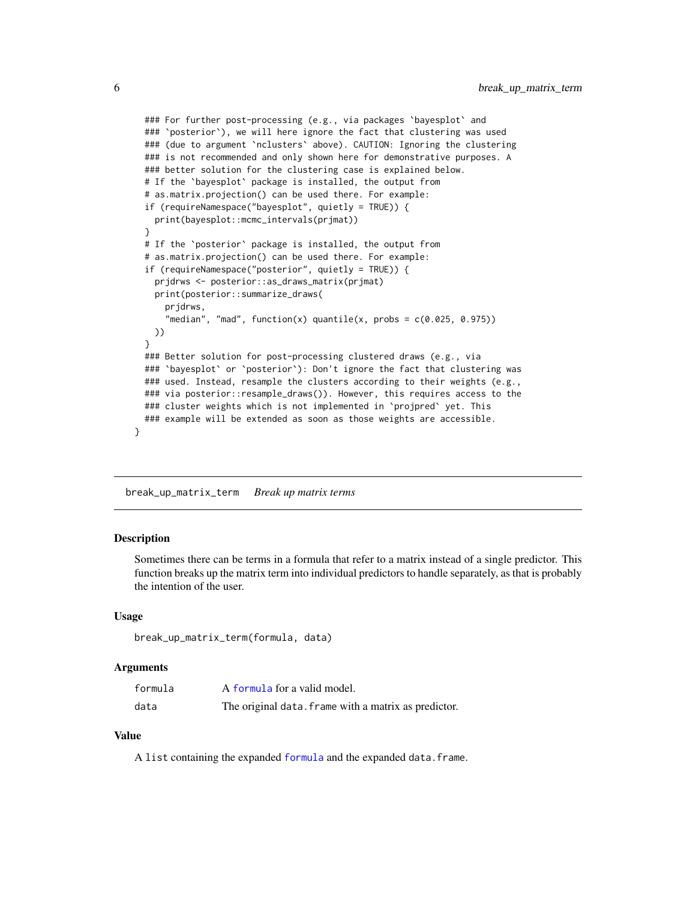```
  ### For further post-processing (e.g., via packages `bayesplot` and
  ### `posterior`), we will here ignore the fact that clustering was used
  ### (due to argument `nclusters` above). CAUTION: Ignoring the clustering
  ### is not recommended and only shown here for demonstrative purposes. A
  ### better solution for the clustering case is explained below.
  # If the `bayesplot` package is installed, the output from
  # as.matrix.projection() can be used there. For example:
  if (requireNamespace("bayesplot", quietly = TRUE)) {
    print(bayesplot::mcmc_intervals(prjmat))
  }
  # If the `posterior` package is installed, the output from
  # as.matrix.projection() can be used there. For example:
  if (requireNamespace("posterior", quietly = TRUE)) {
    prjdrws <- posterior::as_draws_matrix(prjmat)
    print(posterior::summarize_draws(
      prjdrws,
      "median", "mad", function(x) quantile(x, probs = c(0.025, 0.975))
    ))
  }
  ### Better solution for post-processing clustered draws (e.g., via
  ### `bayesplot` or `posterior`): Don't ignore the fact that clustering was
  ### used. Instead, resample the clusters according to their weights (e.g.,
  ### via posterior::resample_draws()). However, this requires access to the
  ### cluster weights which is not implemented in `projpred` yet. This
  ### example will be extended as soon as those weights are accessible.
}
```

---

## break_up_matrix_term    *Break up matrix terms*

### Description

Sometimes there can be terms in a formula that refer to a matrix instead of a single predictor. This function breaks up the matrix term into individual predictors to handle separately, as that is probably the intention of the user.

### Usage

```
break_up_matrix_term(formula, data)
```

### Arguments

| | |
|---|---|
| formula | A formula for a valid model. |
| data | The original data.frame with a matrix as predictor. |

### Value

A list containing the expanded formula and the expanded data.frame.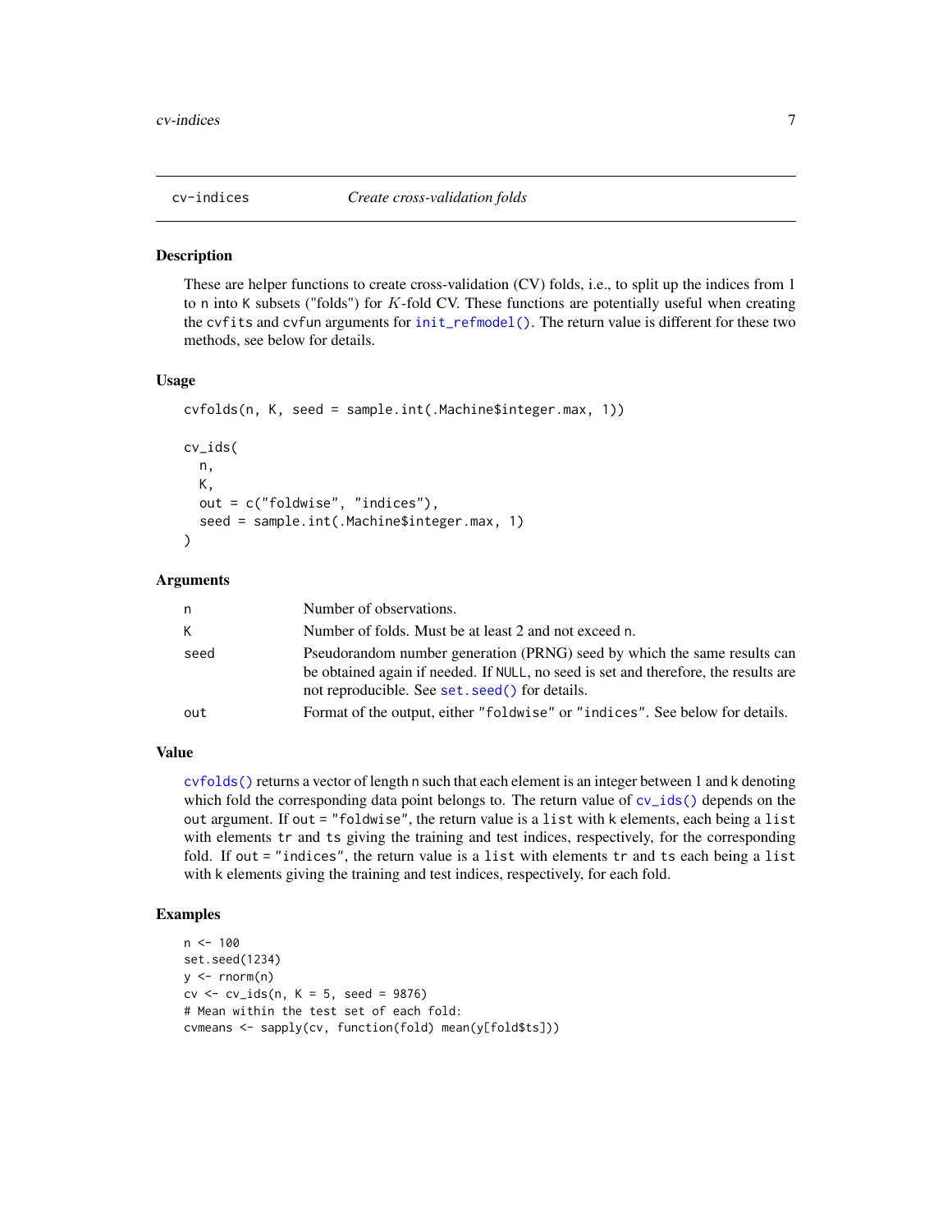## cv-indices — *Create cross-validation folds*

### Description

These are helper functions to create cross-validation (CV) folds, i.e., to split up the indices from 1 to n into K subsets ("folds") for $K$-fold CV. These functions are potentially useful when creating the cvfits and cvfun arguments for init_refmodel(). The return value is different for these two methods, see below for details.

### Usage

```
cvfolds(n, K, seed = sample.int(.Machine$integer.max, 1))

cv_ids(
  n,
  K,
  out = c("foldwise", "indices"),
  seed = sample.int(.Machine$integer.max, 1)
)
```

### Arguments

| | |
|---|---|
| n | Number of observations. |
| K | Number of folds. Must be at least 2 and not exceed n. |
| seed | Pseudorandom number generation (PRNG) seed by which the same results can be obtained again if needed. If NULL, no seed is set and therefore, the results are not reproducible. See set.seed() for details. |
| out | Format of the output, either "foldwise" or "indices". See below for details. |

### Value

cvfolds() returns a vector of length n such that each element is an integer between 1 and k denoting which fold the corresponding data point belongs to. The return value of cv_ids() depends on the out argument. If out = "foldwise", the return value is a list with k elements, each being a list with elements tr and ts giving the training and test indices, respectively, for the corresponding fold. If out = "indices", the return value is a list with elements tr and ts each being a list with k elements giving the training and test indices, respectively, for each fold.

### Examples

```
n <- 100
set.seed(1234)
y <- rnorm(n)
cv <- cv_ids(n, K = 5, seed = 9876)
# Mean within the test set of each fold:
cvmeans <- sapply(cv, function(fold) mean(y[fold$ts]))
```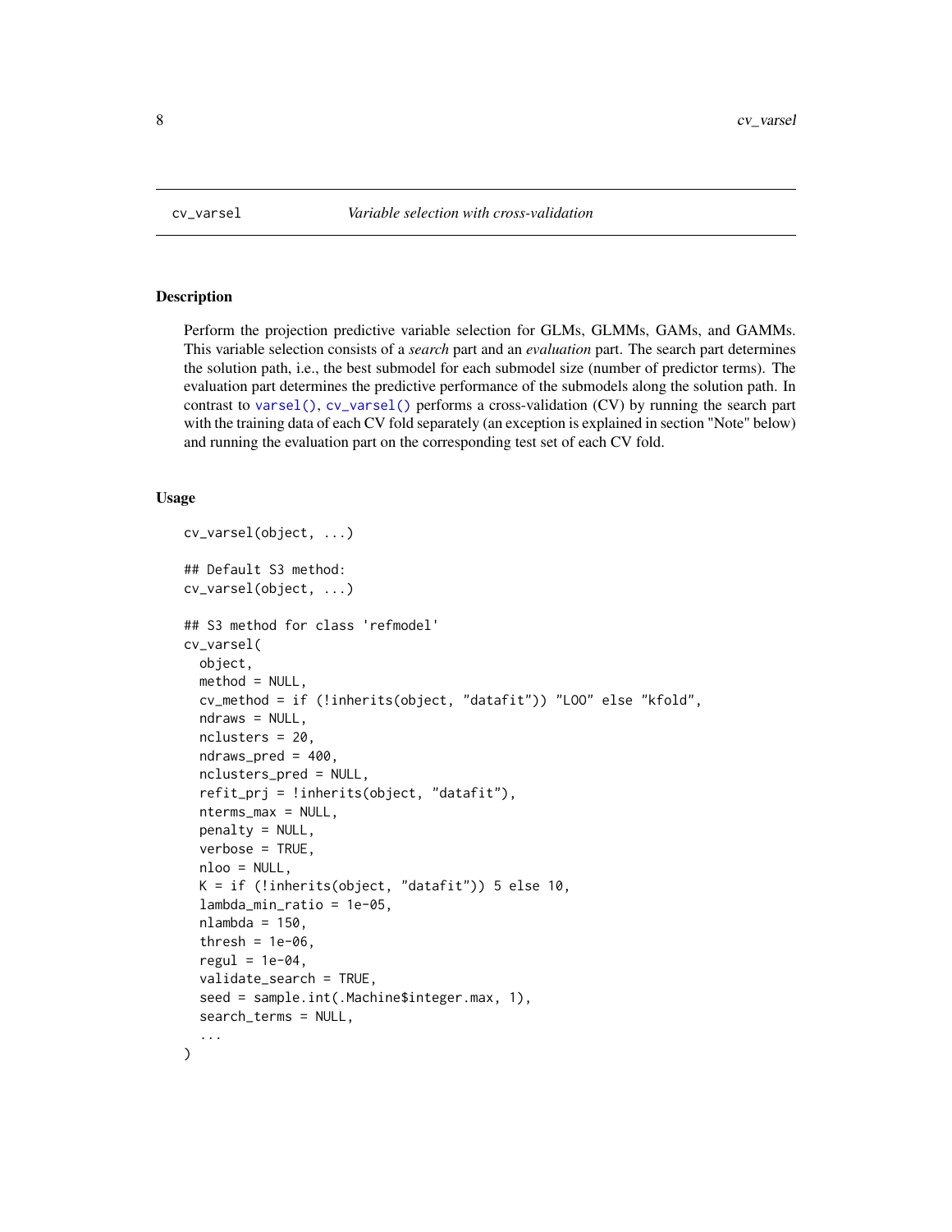## cv_varsel — *Variable selection with cross-validation*

### Description

Perform the projection predictive variable selection for GLMs, GLMMs, GAMs, and GAMMs. This variable selection consists of a *search* part and an *evaluation* part. The search part determines the solution path, i.e., the best submodel for each submodel size (number of predictor terms). The evaluation part determines the predictive performance of the submodels along the solution path. In contrast to varsel(), cv_varsel() performs a cross-validation (CV) by running the search part with the training data of each CV fold separately (an exception is explained in section "Note" below) and running the evaluation part on the corresponding test set of each CV fold.

### Usage

```
cv_varsel(object, ...)

## Default S3 method:
cv_varsel(object, ...)

## S3 method for class 'refmodel'
cv_varsel(
  object,
  method = NULL,
  cv_method = if (!inherits(object, "datafit")) "LOO" else "kfold",
  ndraws = NULL,
  nclusters = 20,
  ndraws_pred = 400,
  nclusters_pred = NULL,
  refit_prj = !inherits(object, "datafit"),
  nterms_max = NULL,
  penalty = NULL,
  verbose = TRUE,
  nloo = NULL,
  K = if (!inherits(object, "datafit")) 5 else 10,
  lambda_min_ratio = 1e-05,
  nlambda = 150,
  thresh = 1e-06,
  regul = 1e-04,
  validate_search = TRUE,
  seed = sample.int(.Machine$integer.max, 1),
  search_terms = NULL,
  ...
)
```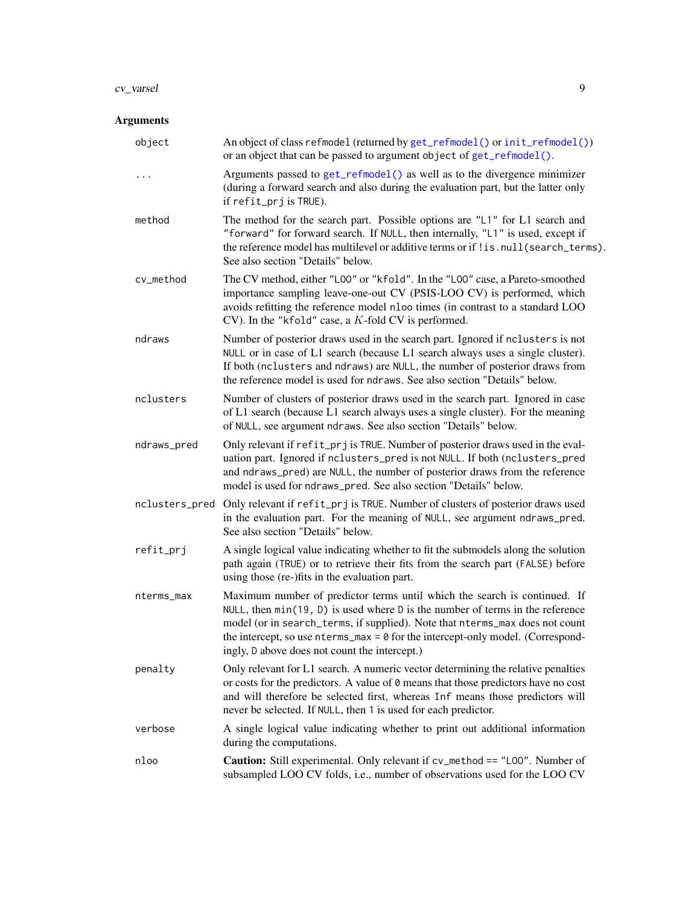## Arguments

`object`
: An object of class `refmodel` (returned by `get_refmodel()` or `init_refmodel()`) or an object that can be passed to argument `object` of `get_refmodel()`.

`...`
: Arguments passed to `get_refmodel()` as well as to the divergence minimizer (during a forward search and also during the evaluation part, but the latter only if `refit_prj` is `TRUE`).

`method`
: The method for the search part. Possible options are `"L1"` for L1 search and `"forward"` for forward search. If `NULL`, then internally, `"L1"` is used, except if the reference model has multilevel or additive terms or if `!is.null(search_terms)`. See also section "Details" below.

`cv_method`
: The CV method, either `"LOO"` or `"kfold"`. In the `"LOO"` case, a Pareto-smoothed importance sampling leave-one-out CV (PSIS-LOO CV) is performed, which avoids refitting the reference model `nloo` times (in contrast to a standard LOO CV). In the `"kfold"` case, a $K$-fold CV is performed.

`ndraws`
: Number of posterior draws used in the search part. Ignored if `nclusters` is not `NULL` or in case of L1 search (because L1 search always uses a single cluster). If both (`nclusters` and `ndraws`) are `NULL`, the number of posterior draws from the reference model is used for `ndraws`. See also section "Details" below.

`nclusters`
: Number of clusters of posterior draws used in the search part. Ignored in case of L1 search (because L1 search always uses a single cluster). For the meaning of `NULL`, see argument `ndraws`. See also section "Details" below.

`ndraws_pred`
: Only relevant if `refit_prj` is `TRUE`. Number of posterior draws used in the evaluation part. Ignored if `nclusters_pred` is not `NULL`. If both (`nclusters_pred` and `ndraws_pred`) are `NULL`, the number of posterior draws from the reference model is used for `ndraws_pred`. See also section "Details" below.

`nclusters_pred`
: Only relevant if `refit_prj` is `TRUE`. Number of clusters of posterior draws used in the evaluation part. For the meaning of `NULL`, see argument `ndraws_pred`. See also section "Details" below.

`refit_prj`
: A single logical value indicating whether to fit the submodels along the solution path again (`TRUE`) or to retrieve their fits from the search part (`FALSE`) before using those (re-)fits in the evaluation part.

`nterms_max`
: Maximum number of predictor terms until which the search is continued. If `NULL`, then `min(19, D)` is used where `D` is the number of terms in the reference model (or in `search_terms`, if supplied). Note that `nterms_max` does not count the intercept, so use `nterms_max = 0` for the intercept-only model. (Correspondingly, `D` above does not count the intercept.)

`penalty`
: Only relevant for L1 search. A numeric vector determining the relative penalties or costs for the predictors. A value of `0` means that those predictors have no cost and will therefore be selected first, whereas `Inf` means those predictors will never be selected. If `NULL`, then `1` is used for each predictor.

`verbose`
: A single logical value indicating whether to print out additional information during the computations.

`nloo`
: **Caution:** Still experimental. Only relevant if `cv_method == "LOO"`. Number of subsampled LOO CV folds, i.e., number of observations used for the LOO CV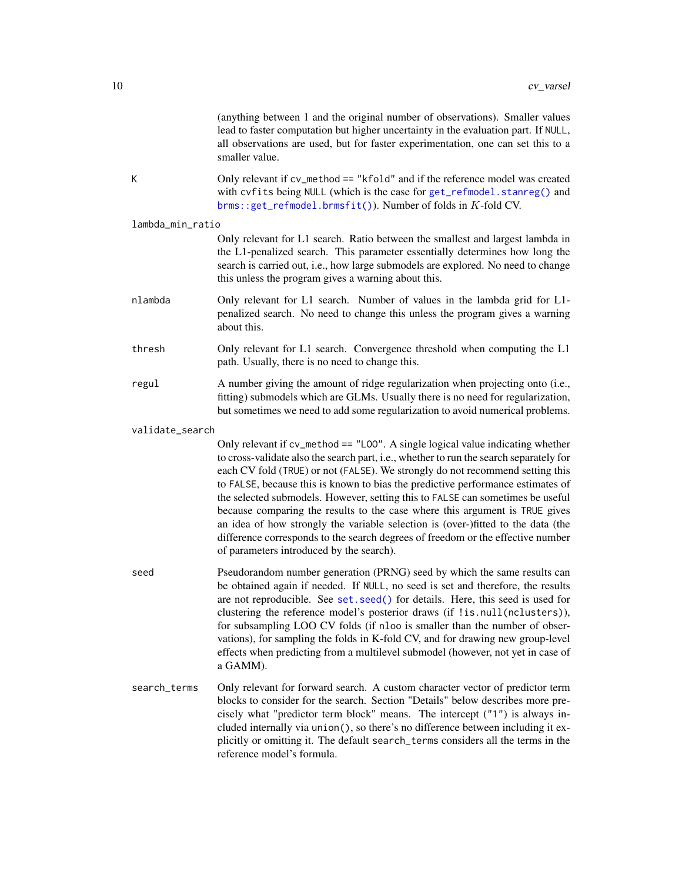(anything between 1 and the original number of observations). Smaller values lead to faster computation but higher uncertainty in the evaluation part. If `NULL`, all observations are used, but for faster experimentation, one can set this to a smaller value.

`K`
: Only relevant if `cv_method == "kfold"` and if the reference model was created with `cvfits` being `NULL` (which is the case for `get_refmodel.stanreg()` and `brms::get_refmodel.brmsfit()`). Number of folds in $K$-fold CV.

`lambda_min_ratio`
: Only relevant for L1 search. Ratio between the smallest and largest lambda in the L1-penalized search. This parameter essentially determines how long the search is carried out, i.e., how large submodels are explored. No need to change this unless the program gives a warning about this.

`nlambda`
: Only relevant for L1 search. Number of values in the lambda grid for L1-penalized search. No need to change this unless the program gives a warning about this.

`thresh`
: Only relevant for L1 search. Convergence threshold when computing the L1 path. Usually, there is no need to change this.

`regul`
: A number giving the amount of ridge regularization when projecting onto (i.e., fitting) submodels which are GLMs. Usually there is no need for regularization, but sometimes we need to add some regularization to avoid numerical problems.

`validate_search`
: Only relevant if `cv_method == "LOO"`. A single logical value indicating whether to cross-validate also the search part, i.e., whether to run the search separately for each CV fold (`TRUE`) or not (`FALSE`). We strongly do not recommend setting this to `FALSE`, because this is known to bias the predictive performance estimates of the selected submodels. However, setting this to `FALSE` can sometimes be useful because comparing the results to the case where this argument is `TRUE` gives an idea of how strongly the variable selection is (over-)fitted to the data (the difference corresponds to the search degrees of freedom or the effective number of parameters introduced by the search).

`seed`
: Pseudorandom number generation (PRNG) seed by which the same results can be obtained again if needed. If `NULL`, no seed is set and therefore, the results are not reproducible. See `set.seed()` for details. Here, this seed is used for clustering the reference model's posterior draws (if `!is.null(nclusters)`), for subsampling LOO CV folds (if `nloo` is smaller than the number of observations), for sampling the folds in K-fold CV, and for drawing new group-level effects when predicting from a multilevel submodel (however, not yet in case of a GAMM).

`search_terms`
: Only relevant for forward search. A custom character vector of predictor term blocks to consider for the search. Section "Details" below describes more precisely what "predictor term block" means. The intercept (`"1"`) is always included internally via `union()`, so there's no difference between including it explicitly or omitting it. The default `search_terms` considers all the terms in the reference model's formula.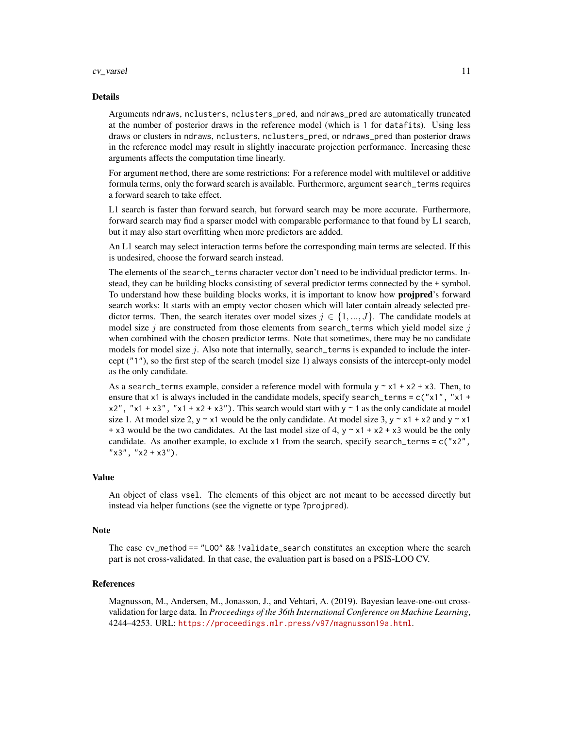## Details

Arguments `ndraws`, `nclusters`, `nclusters_pred`, and `ndraws_pred` are automatically truncated at the number of posterior draws in the reference model (which is `1` for `datafit`s). Using less draws or clusters in `ndraws`, `nclusters`, `nclusters_pred`, or `ndraws_pred` than posterior draws in the reference model may result in slightly inaccurate projection performance. Increasing these arguments affects the computation time linearly.

For argument `method`, there are some restrictions: For a reference model with multilevel or additive formula terms, only the forward search is available. Furthermore, argument `search_terms` requires a forward search to take effect.

L1 search is faster than forward search, but forward search may be more accurate. Furthermore, forward search may find a sparser model with comparable performance to that found by L1 search, but it may also start overfitting when more predictors are added.

An L1 search may select interaction terms before the corresponding main terms are selected. If this is undesired, choose the forward search instead.

The elements of the `search_terms` character vector don't need to be individual predictor terms. Instead, they can be building blocks consisting of several predictor terms connected by the `+` symbol. To understand how these building blocks works, it is important to know how **projpred**'s forward search works: It starts with an empty vector `chosen` which will later contain already selected predictor terms. Then, the search iterates over model sizes $j \in \{1, ..., J\}$. The candidate models at model size $j$ are constructed from those elements from `search_terms` which yield model size $j$ when combined with the `chosen` predictor terms. Note that sometimes, there may be no candidate models for model size $j$. Also note that internally, `search_terms` is expanded to include the intercept (`"1"`), so the first step of the search (model size 1) always consists of the intercept-only model as the only candidate.

As a `search_terms` example, consider a reference model with formula `y ~ x1 + x2 + x3`. Then, to ensure that `x1` is always included in the candidate models, specify `search_terms = c("x1", "x1 + x2", "x1 + x3", "x1 + x2 + x3")`. This search would start with `y ~ 1` as the only candidate at model size 1. At model size 2, `y ~ x1` would be the only candidate. At model size 3, `y ~ x1 + x2` and `y ~ x1 + x3` would be the two candidates. At the last model size of 4, `y ~ x1 + x2 + x3` would be the only candidate. As another example, to exclude `x1` from the search, specify `search_terms = c("x2", "x3", "x2 + x3")`.

## Value

An object of class `vsel`. The elements of this object are not meant to be accessed directly but instead via helper functions (see the vignette or type `?projpred`).

## Note

The case `cv_method == "LOO" && !validate_search` constitutes an exception where the search part is not cross-validated. In that case, the evaluation part is based on a PSIS-LOO CV.

## References

Magnusson, M., Andersen, M., Jonasson, J., and Vehtari, A. (2019). Bayesian leave-one-out cross-validation for large data. In *Proceedings of the 36th International Conference on Machine Learning*, 4244–4253. URL: https://proceedings.mlr.press/v97/magnusson19a.html.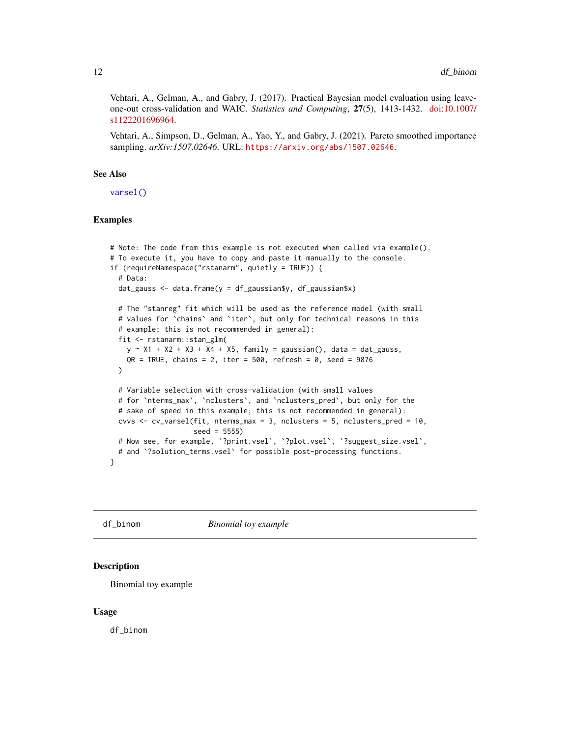Vehtari, A., Gelman, A., and Gabry, J. (2017). Practical Bayesian model evaluation using leave-one-out cross-validation and WAIC. *Statistics and Computing*, **27**(5), 1413-1432. doi:10.1007/s1122201696964.

Vehtari, A., Simpson, D., Gelman, A., Yao, Y., and Gabry, J. (2021). Pareto smoothed importance sampling. *arXiv:1507.02646*. URL: https://arxiv.org/abs/1507.02646.

## See Also

varsel()

## Examples

```
# Note: The code from this example is not executed when called via example().
# To execute it, you have to copy and paste it manually to the console.
if (requireNamespace("rstanarm", quietly = TRUE)) {
  # Data:
  dat_gauss <- data.frame(y = df_gaussian$y, df_gaussian$x)

  # The "stanreg" fit which will be used as the reference model (with small
  # values for `chains` and `iter`, but only for technical reasons in this
  # example; this is not recommended in general):
  fit <- rstanarm::stan_glm(
    y ~ X1 + X2 + X3 + X4 + X5, family = gaussian(), data = dat_gauss,
    QR = TRUE, chains = 2, iter = 500, refresh = 0, seed = 9876
  )

  # Variable selection with cross-validation (with small values
  # for `nterms_max`, `nclusters`, and `nclusters_pred`, but only for the
  # sake of speed in this example; this is not recommended in general):
  cvvs <- cv_varsel(fit, nterms_max = 3, nclusters = 5, nclusters_pred = 10,
                    seed = 5555)
  # Now see, for example, `?print.vsel`, `?plot.vsel`, `?suggest_size.vsel`,
  # and `?solution_terms.vsel` for possible post-processing functions.
}
```

---

# df_binom    *Binomial toy example*

## Description

Binomial toy example

## Usage

```
df_binom
```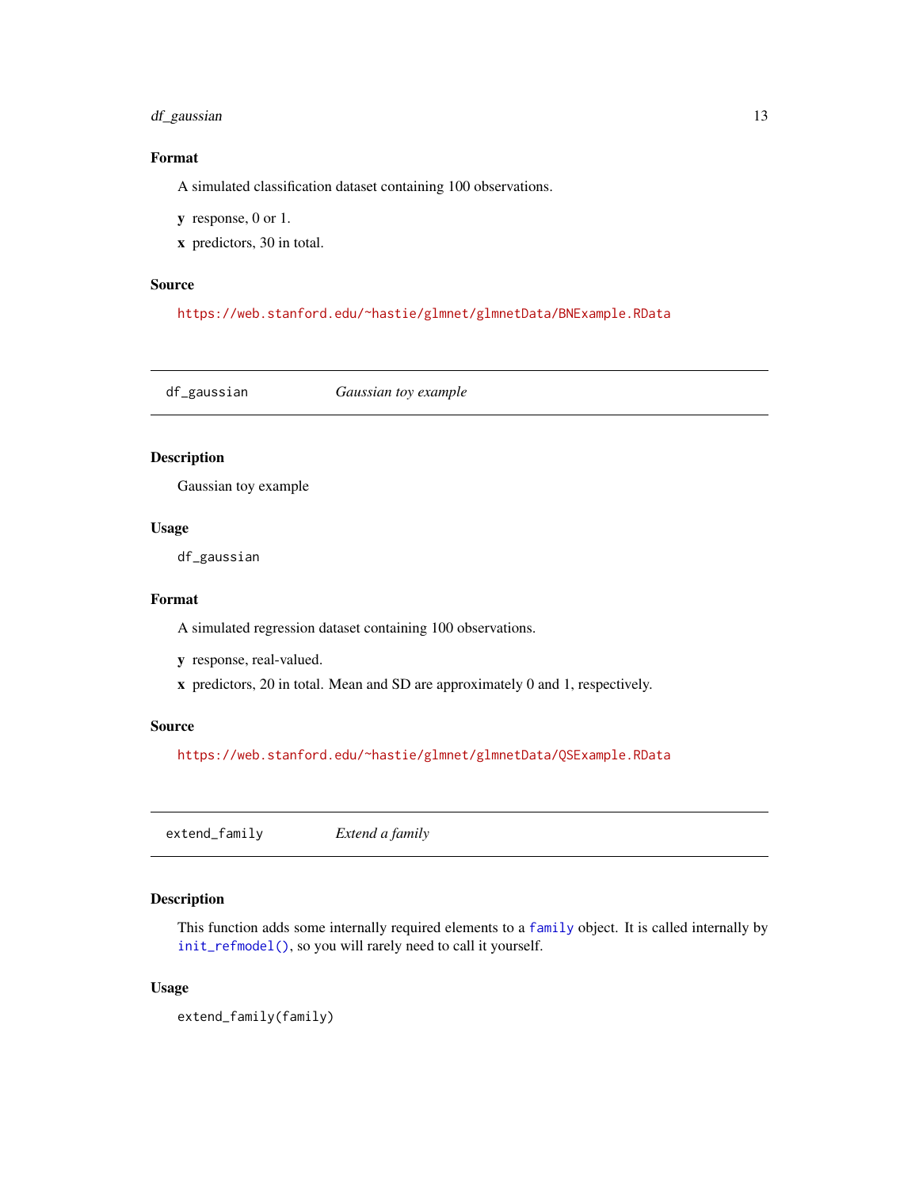### Format

A simulated classification dataset containing 100 observations.

**y** response, 0 or 1.

**x** predictors, 30 in total.

### Source

https://web.stanford.edu/~hastie/glmnet/glmnetData/BNExample.RData

---

## df_gaussian *Gaussian toy example*

### Description

Gaussian toy example

### Usage

```
df_gaussian
```

### Format

A simulated regression dataset containing 100 observations.

**y** response, real-valued.

**x** predictors, 20 in total. Mean and SD are approximately 0 and 1, respectively.

### Source

https://web.stanford.edu/~hastie/glmnet/glmnetData/QSExample.RData

---

## extend_family *Extend a family*

### Description

This function adds some internally required elements to a `family` object. It is called internally by `init_refmodel()`, so you will rarely need to call it yourself.

### Usage

```
extend_family(family)
```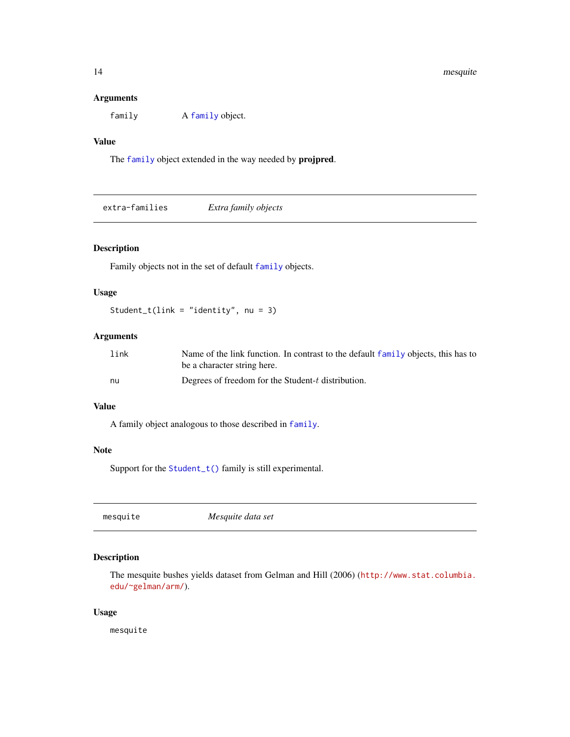### Arguments

family A family object.

### Value

The family object extended in the way needed by **projpred**.

## extra-families *Extra family objects*

### Description

Family objects not in the set of default family objects.

### Usage

```
Student_t(link = "identity", nu = 3)
```

### Arguments

link Name of the link function. In contrast to the default family objects, this has to be a character string here.

nu Degrees of freedom for the Student-$t$ distribution.

### Value

A family object analogous to those described in family.

### Note

Support for the Student_t() family is still experimental.

## mesquite *Mesquite data set*

### Description

The mesquite bushes yields dataset from Gelman and Hill (2006) (http://www.stat.columbia.edu/~gelman/arm/).

### Usage

```
mesquite
```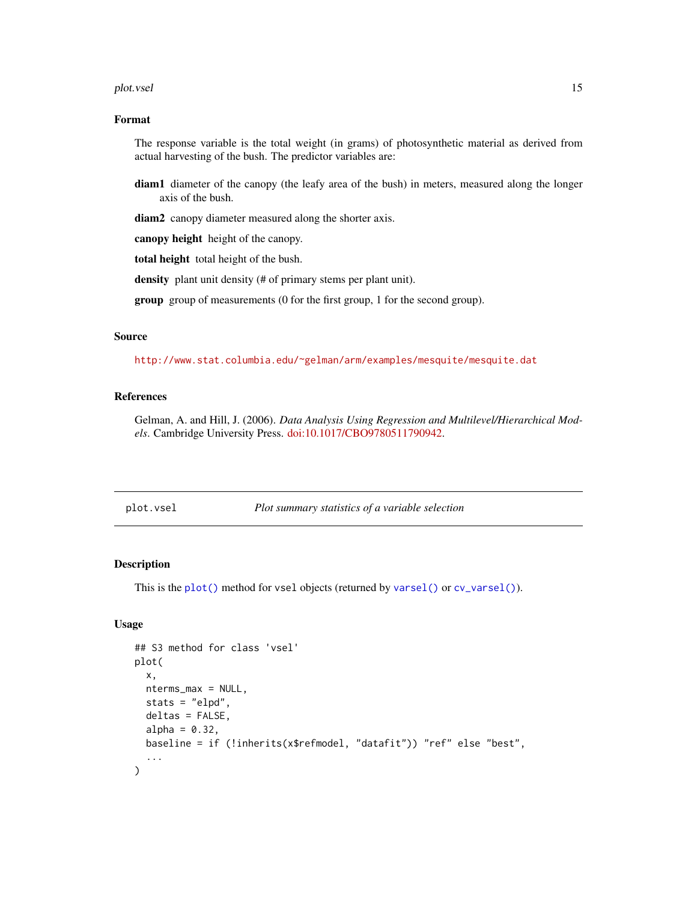### Format

The response variable is the total weight (in grams) of photosynthetic material as derived from actual harvesting of the bush. The predictor variables are:

**diam1** diameter of the canopy (the leafy area of the bush) in meters, measured along the longer axis of the bush.

**diam2** canopy diameter measured along the shorter axis.

**canopy height** height of the canopy.

**total height** total height of the bush.

**density** plant unit density (# of primary stems per plant unit).

**group** group of measurements (0 for the first group, 1 for the second group).

### Source

http://www.stat.columbia.edu/~gelman/arm/examples/mesquite/mesquite.dat

### References

Gelman, A. and Hill, J. (2006). *Data Analysis Using Regression and Multilevel/Hierarchical Models*. Cambridge University Press. doi:10.1017/CBO9780511790942.

---

## plot.vsel — *Plot summary statistics of a variable selection*

### Description

This is the `plot()` method for `vsel` objects (returned by `varsel()` or `cv_varsel()`).

### Usage

```
## S3 method for class 'vsel'
plot(
  x,
  nterms_max = NULL,
  stats = "elpd",
  deltas = FALSE,
  alpha = 0.32,
  baseline = if (!inherits(x$refmodel, "datafit")) "ref" else "best",
  ...
)
```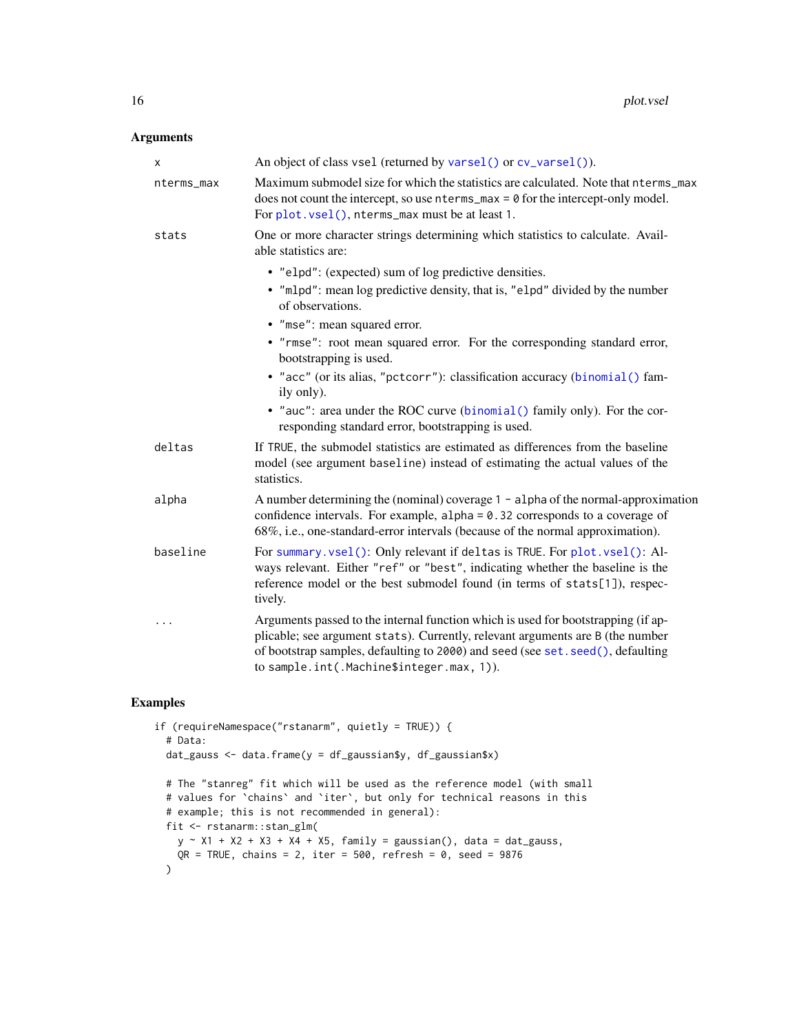## Arguments

| | |
|---|---|
| `x` | An object of class `vsel` (returned by `varsel()` or `cv_varsel()`). |
| `nterms_max` | Maximum submodel size for which the statistics are calculated. Note that `nterms_max` does not count the intercept, so use `nterms_max = 0` for the intercept-only model. For `plot.vsel()`, `nterms_max` must be at least `1`. |
| `stats` | One or more character strings determining which statistics to calculate. Available statistics are: <ul><li>`"elpd"`: (expected) sum of log predictive densities.</li><li>`"mlpd"`: mean log predictive density, that is, `"elpd"` divided by the number of observations.</li><li>`"mse"`: mean squared error.</li><li>`"rmse"`: root mean squared error. For the corresponding standard error, bootstrapping is used.</li><li>`"acc"` (or its alias, `"pctcorr"`): classification accuracy (`binomial()` family only).</li><li>`"auc"`: area under the ROC curve (`binomial()` family only). For the corresponding standard error, bootstrapping is used.</li></ul> |
| `deltas` | If `TRUE`, the submodel statistics are estimated as differences from the baseline model (see argument `baseline`) instead of estimating the actual values of the statistics. |
| `alpha` | A number determining the (nominal) coverage `1 - alpha` of the normal-approximation confidence intervals. For example, `alpha = 0.32` corresponds to a coverage of 68%, i.e., one-standard-error intervals (because of the normal approximation). |
| `baseline` | For `summary.vsel()`: Only relevant if `deltas` is `TRUE`. For `plot.vsel()`: Always relevant. Either `"ref"` or `"best"`, indicating whether the baseline is the reference model or the best submodel found (in terms of `stats[1]`), respectively. |
| `...` | Arguments passed to the internal function which is used for bootstrapping (if applicable; see argument `stats`). Currently, relevant arguments are `B` (the number of bootstrap samples, defaulting to `2000`) and `seed` (see `set.seed()`, defaulting to `sample.int(.Machine$integer.max, 1)`). |

## Examples

```
if (requireNamespace("rstanarm", quietly = TRUE)) {
  # Data:
  dat_gauss <- data.frame(y = df_gaussian$y, df_gaussian$x)

  # The "stanreg" fit which will be used as the reference model (with small
  # values for `chains` and `iter`, but only for technical reasons in this
  # example; this is not recommended in general):
  fit <- rstanarm::stan_glm(
    y ~ X1 + X2 + X3 + X4 + X5, family = gaussian(), data = dat_gauss,
    QR = TRUE, chains = 2, iter = 500, refresh = 0, seed = 9876
  )
```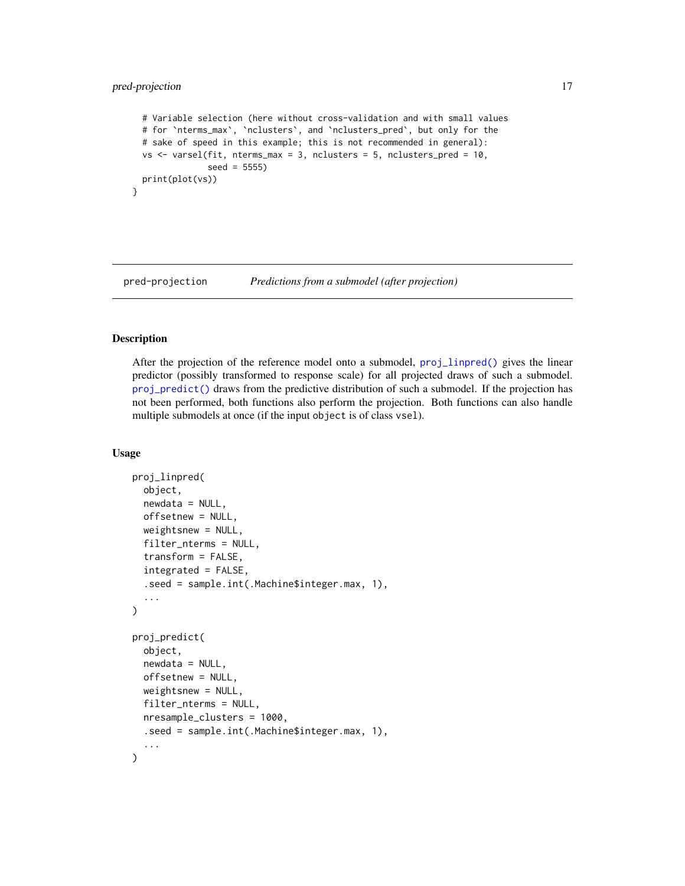```
  # Variable selection (here without cross-validation and with small values
  # for `nterms_max`, `nclusters`, and `nclusters_pred`, but only for the
  # sake of speed in this example; this is not recommended in general):
  vs <- varsel(fit, nterms_max = 3, nclusters = 5, nclusters_pred = 10,
               seed = 5555)
  print(plot(vs))
}
```

---

pred-projection *Predictions from a submodel (after projection)*

---

## Description

After the projection of the reference model onto a submodel, `proj_linpred()` gives the linear predictor (possibly transformed to response scale) for all projected draws of such a submodel. `proj_predict()` draws from the predictive distribution of such a submodel. If the projection has not been performed, both functions also perform the projection. Both functions can also handle multiple submodels at once (if the input `object` is of class `vsel`).

## Usage

```
proj_linpred(
  object,
  newdata = NULL,
  offsetnew = NULL,
  weightsnew = NULL,
  filter_nterms = NULL,
  transform = FALSE,
  integrated = FALSE,
  .seed = sample.int(.Machine$integer.max, 1),
  ...
)

proj_predict(
  object,
  newdata = NULL,
  offsetnew = NULL,
  weightsnew = NULL,
  filter_nterms = NULL,
  nresample_clusters = 1000,
  .seed = sample.int(.Machine$integer.max, 1),
  ...
)
```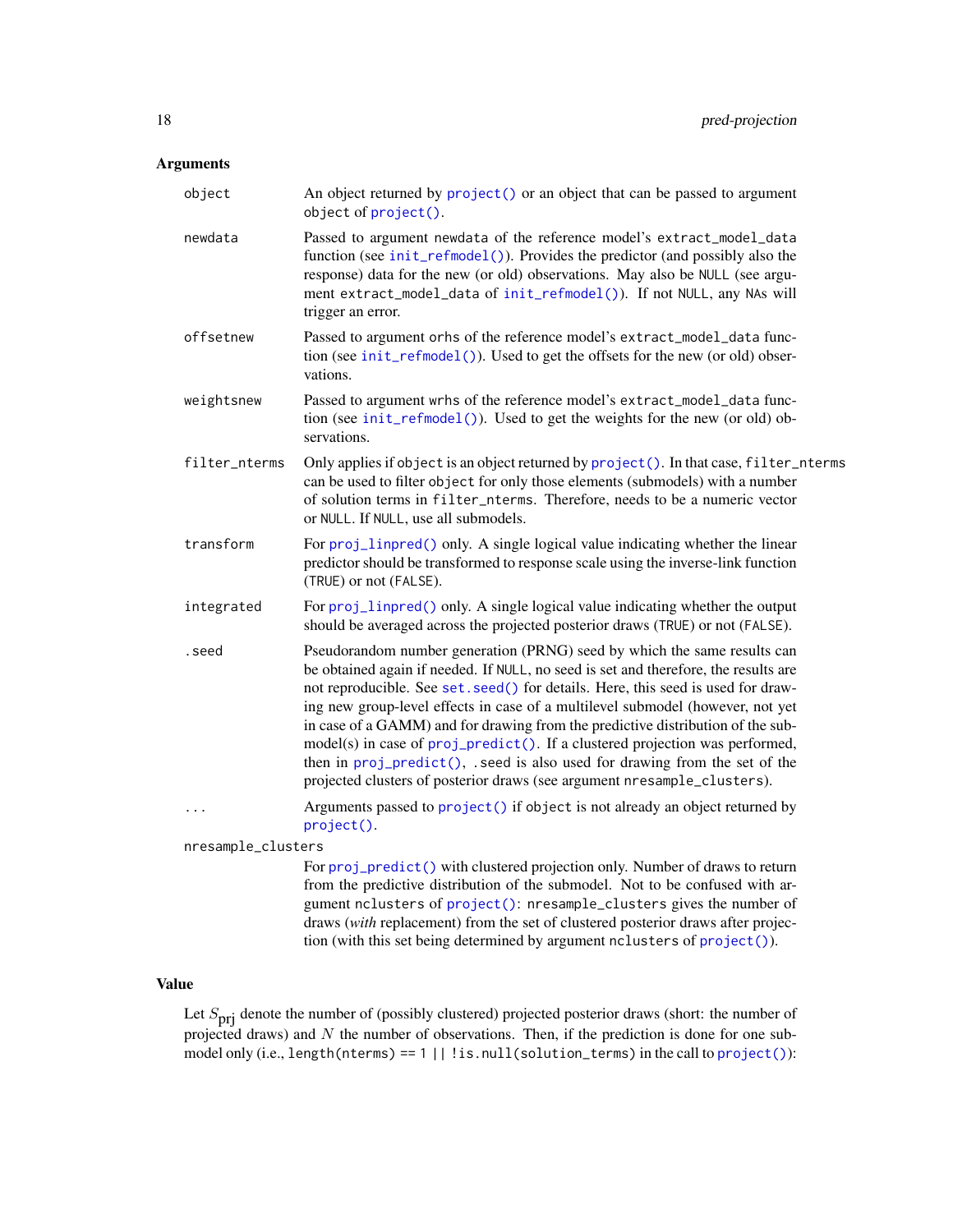### Arguments

- `object` — An object returned by `project()` or an object that can be passed to argument `object` of `project()`.
- `newdata` — Passed to argument `newdata` of the reference model's `extract_model_data` function (see `init_refmodel()`). Provides the predictor (and possibly also the response) data for the new (or old) observations. May also be `NULL` (see argument `extract_model_data` of `init_refmodel()`). If not `NULL`, any `NA`s will trigger an error.
- `offsetnew` — Passed to argument `orhs` of the reference model's `extract_model_data` function (see `init_refmodel()`). Used to get the offsets for the new (or old) observations.
- `weightsnew` — Passed to argument `wrhs` of the reference model's `extract_model_data` function (see `init_refmodel()`). Used to get the weights for the new (or old) observations.
- `filter_nterms` — Only applies if `object` is an object returned by `project()`. In that case, `filter_nterms` can be used to filter `object` for only those elements (submodels) with a number of solution terms in `filter_nterms`. Therefore, needs to be a numeric vector or `NULL`. If `NULL`, use all submodels.
- `transform` — For `proj_linpred()` only. A single logical value indicating whether the linear predictor should be transformed to response scale using the inverse-link function (`TRUE`) or not (`FALSE`).
- `integrated` — For `proj_linpred()` only. A single logical value indicating whether the output should be averaged across the projected posterior draws (`TRUE`) or not (`FALSE`).
- `.seed` — Pseudorandom number generation (PRNG) seed by which the same results can be obtained again if needed. If `NULL`, no seed is set and therefore, the results are not reproducible. See `set.seed()` for details. Here, this seed is used for drawing new group-level effects in case of a multilevel submodel (however, not yet in case of a GAMM) and for drawing from the predictive distribution of the submodel(s) in case of `proj_predict()`. If a clustered projection was performed, then in `proj_predict()`, `.seed` is also used for drawing from the set of the projected clusters of posterior draws (see argument `nresample_clusters`).
- `...` — Arguments passed to `project()` if `object` is not already an object returned by `project()`.
- `nresample_clusters` — For `proj_predict()` with clustered projection only. Number of draws to return from the predictive distribution of the submodel. Not to be confused with argument `nclusters` of `project()`: `nresample_clusters` gives the number of draws (*with* replacement) from the set of clustered posterior draws after projection (with this set being determined by argument `nclusters` of `project()`).

### Value

Let $S_{\text{prj}}$ denote the number of (possibly clustered) projected posterior draws (short: the number of projected draws) and $N$ the number of observations. Then, if the prediction is done for one submodel only (i.e., `length(nterms) == 1 || !is.null(solution_terms)` in the call to `project()`):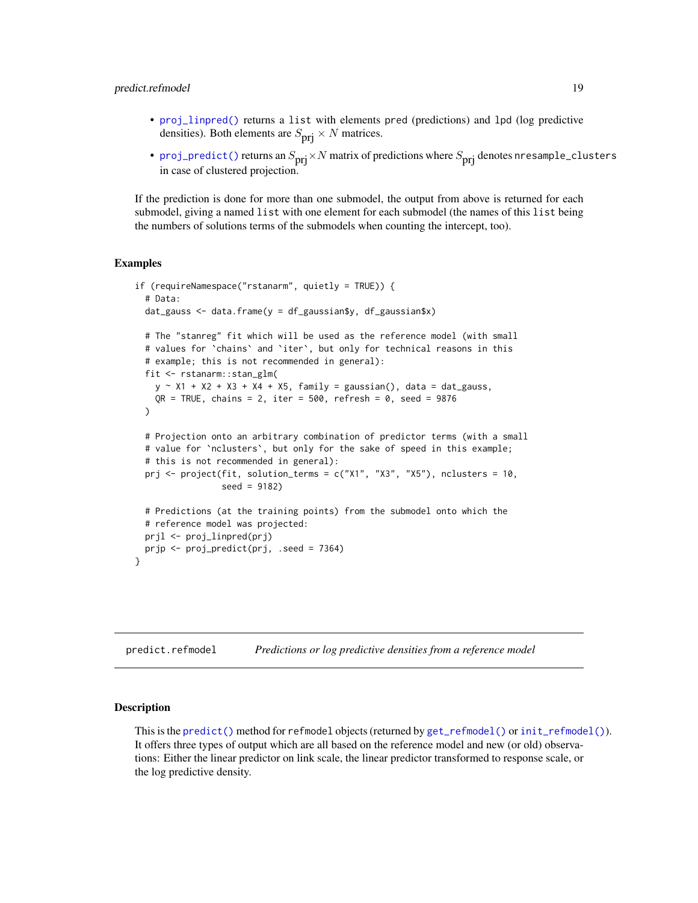- `proj_linpred()` returns a `list` with elements `pred` (predictions) and `lpd` (log predictive densities). Both elements are $S_{\mathrm{prj}} \times N$ matrices.
- `proj_predict()` returns an $S_{\mathrm{prj}} \times N$ matrix of predictions where $S_{\mathrm{prj}}$ denotes `nresample_clusters` in case of clustered projection.

If the prediction is done for more than one submodel, the output from above is returned for each submodel, giving a named `list` with one element for each submodel (the names of this `list` being the numbers of solutions terms of the submodels when counting the intercept, too).

### Examples

```
if (requireNamespace("rstanarm", quietly = TRUE)) {
  # Data:
  dat_gauss <- data.frame(y = df_gaussian$y, df_gaussian$x)

  # The "stanreg" fit which will be used as the reference model (with small
  # values for `chains` and `iter`, but only for technical reasons in this
  # example; this is not recommended in general):
  fit <- rstanarm::stan_glm(
    y ~ X1 + X2 + X3 + X4 + X5, family = gaussian(), data = dat_gauss,
    QR = TRUE, chains = 2, iter = 500, refresh = 0, seed = 9876
  )

  # Projection onto an arbitrary combination of predictor terms (with a small
  # value for `nclusters`, but only for the sake of speed in this example;
  # this is not recommended in general):
  prj <- project(fit, solution_terms = c("X1", "X3", "X5"), nclusters = 10,
                 seed = 9182)

  # Predictions (at the training points) from the submodel onto which the
  # reference model was projected:
  prjl <- proj_linpred(prj)
  prjp <- proj_predict(prj, .seed = 7364)
}
```

---

## predict.refmodel — *Predictions or log predictive densities from a reference model*

### Description

This is the `predict()` method for `refmodel` objects (returned by `get_refmodel()` or `init_refmodel()`). It offers three types of output which are all based on the reference model and new (or old) observations: Either the linear predictor on link scale, the linear predictor transformed to response scale, or the log predictive density.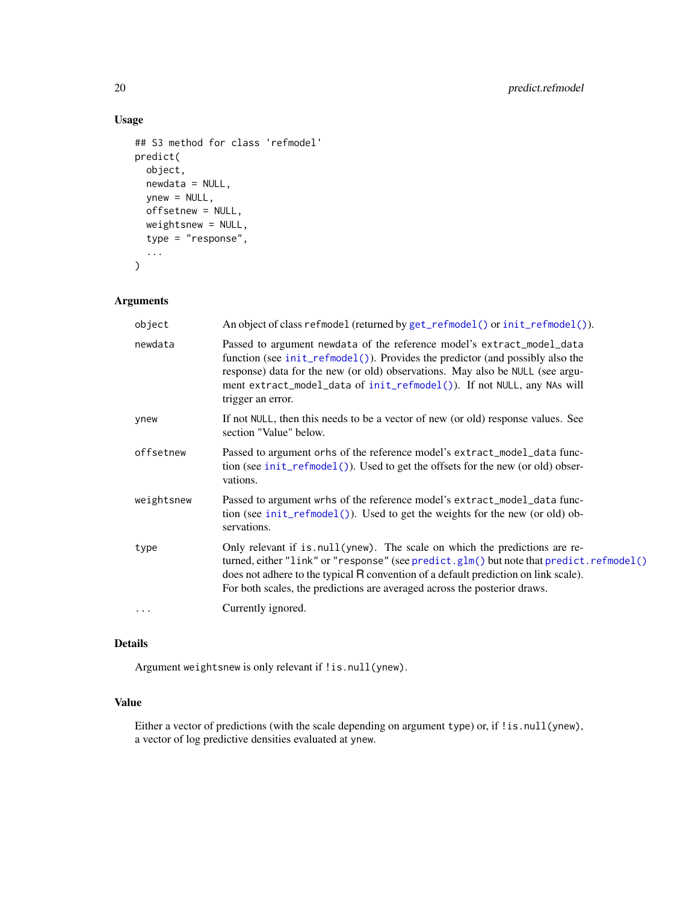### Usage

```
## S3 method for class 'refmodel'
predict(
  object,
  newdata = NULL,
  ynew = NULL,
  offsetnew = NULL,
  weightsnew = NULL,
  type = "response",
  ...
)
```

### Arguments

| | |
|---|---|
| `object` | An object of class `refmodel` (returned by `get_refmodel()` or `init_refmodel()`). |
| `newdata` | Passed to argument `newdata` of the reference model's `extract_model_data` function (see `init_refmodel()`). Provides the predictor (and possibly also the response) data for the new (or old) observations. May also be `NULL` (see argument `extract_model_data` of `init_refmodel()`). If not `NULL`, any `NA`s will trigger an error. |
| `ynew` | If not `NULL`, then this needs to be a vector of new (or old) response values. See section "Value" below. |
| `offsetnew` | Passed to argument `orhs` of the reference model's `extract_model_data` function (see `init_refmodel()`). Used to get the offsets for the new (or old) observations. |
| `weightsnew` | Passed to argument `wrhs` of the reference model's `extract_model_data` function (see `init_refmodel()`). Used to get the weights for the new (or old) observations. |
| `type` | Only relevant if `is.null(ynew)`. The scale on which the predictions are returned, either `"link"` or `"response"` (see `predict.glm()` but note that `predict.refmodel()` does not adhere to the typical R convention of a default prediction on link scale). For both scales, the predictions are averaged across the posterior draws. |
| `...` | Currently ignored. |

### Details

Argument `weightsnew` is only relevant if `!is.null(ynew)`.

### Value

Either a vector of predictions (with the scale depending on argument `type`) or, if `!is.null(ynew)`, a vector of log predictive densities evaluated at `ynew`.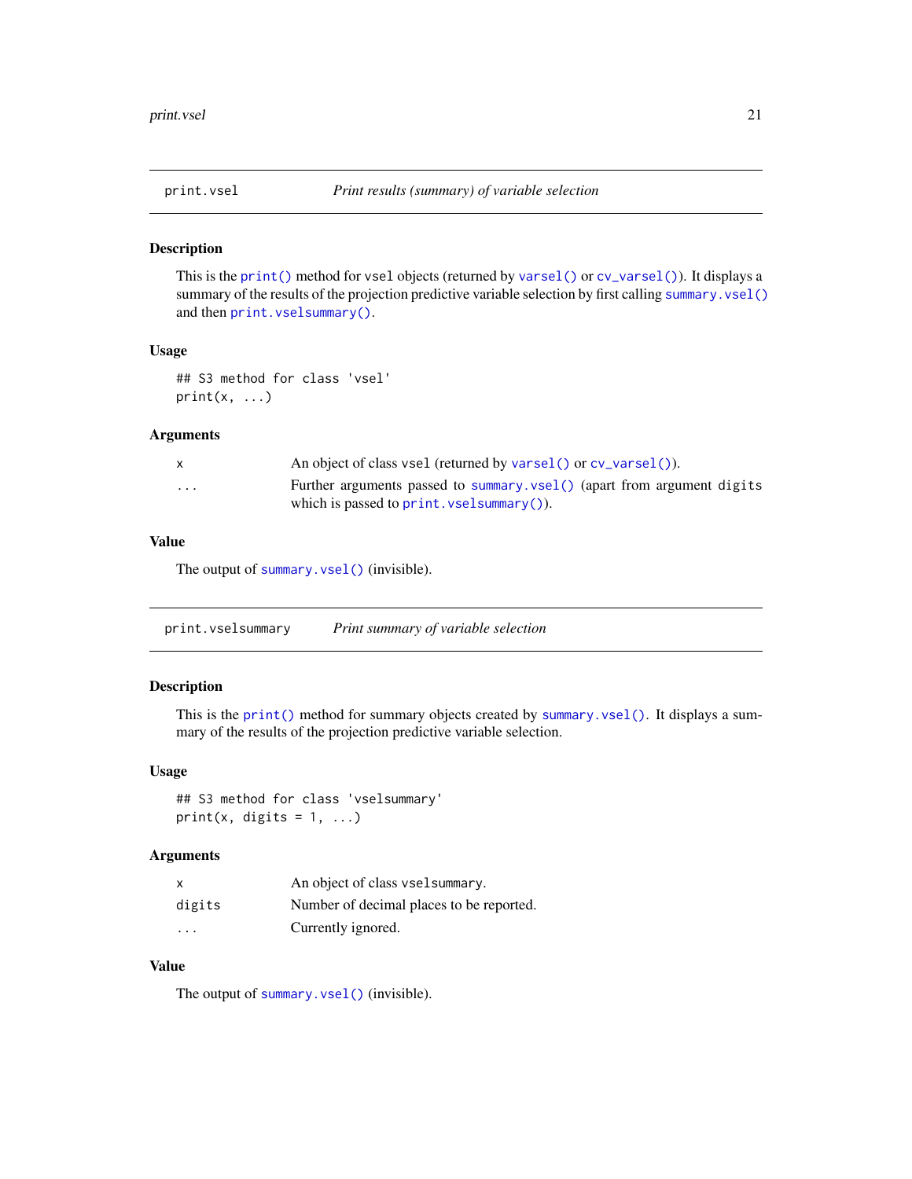## print.vsel — *Print results (summary) of variable selection*

### Description

This is the `print()` method for `vsel` objects (returned by `varsel()` or `cv_varsel()`). It displays a summary of the results of the projection predictive variable selection by first calling `summary.vsel()` and then `print.vselsummary()`.

### Usage

```
## S3 method for class 'vsel'
print(x, ...)
```

### Arguments

| | |
|---|---|
| `x` | An object of class `vsel` (returned by `varsel()` or `cv_varsel()`). |
| `...` | Further arguments passed to `summary.vsel()` (apart from argument `digits` which is passed to `print.vselsummary()`). |

### Value

The output of `summary.vsel()` (invisible).

## print.vselsummary — *Print summary of variable selection*

### Description

This is the `print()` method for summary objects created by `summary.vsel()`. It displays a summary of the results of the projection predictive variable selection.

### Usage

```
## S3 method for class 'vselsummary'
print(x, digits = 1, ...)
```

### Arguments

| | |
|---|---|
| `x` | An object of class `vselsummary`. |
| `digits` | Number of decimal places to be reported. |
| `...` | Currently ignored. |

### Value

The output of `summary.vsel()` (invisible).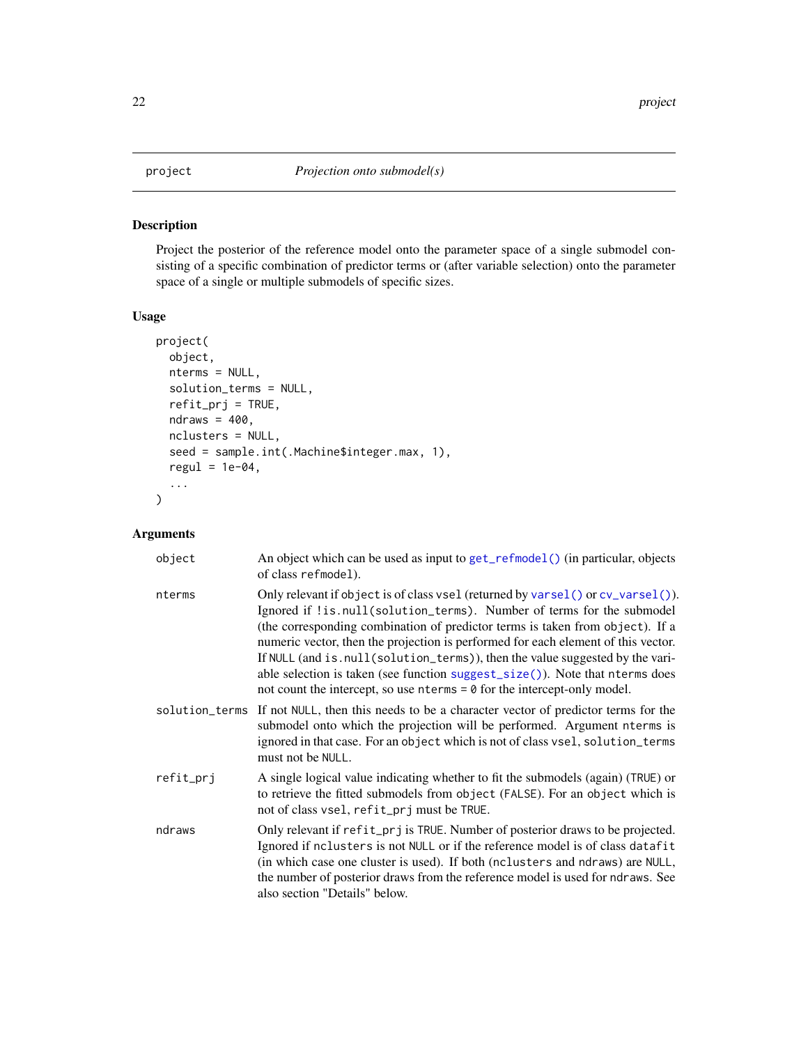## project — *Projection onto submodel(s)*

### Description

Project the posterior of the reference model onto the parameter space of a single submodel consisting of a specific combination of predictor terms or (after variable selection) onto the parameter space of a single or multiple submodels of specific sizes.

### Usage

```
project(
  object,
  nterms = NULL,
  solution_terms = NULL,
  refit_prj = TRUE,
  ndraws = 400,
  nclusters = NULL,
  seed = sample.int(.Machine$integer.max, 1),
  regul = 1e-04,
  ...
)
```

### Arguments

| | |
|---|---|
| `object` | An object which can be used as input to `get_refmodel()` (in particular, objects of class `refmodel`). |
| `nterms` | Only relevant if `object` is of class `vsel` (returned by `varsel()` or `cv_varsel()`). Ignored if `!is.null(solution_terms)`. Number of terms for the submodel (the corresponding combination of predictor terms is taken from `object`). If a numeric vector, then the projection is performed for each element of this vector. If `NULL` (and `is.null(solution_terms)`), then the value suggested by the variable selection is taken (see function `suggest_size()`). Note that `nterms` does not count the intercept, so use `nterms = 0` for the intercept-only model. |
| `solution_terms` | If not `NULL`, then this needs to be a character vector of predictor terms for the submodel onto which the projection will be performed. Argument `nterms` is ignored in that case. For an `object` which is not of class `vsel`, `solution_terms` must not be `NULL`. |
| `refit_prj` | A single logical value indicating whether to fit the submodels (again) (`TRUE`) or to retrieve the fitted submodels from `object` (`FALSE`). For an `object` which is not of class `vsel`, `refit_prj` must be `TRUE`. |
| `ndraws` | Only relevant if `refit_prj` is `TRUE`. Number of posterior draws to be projected. Ignored if `nclusters` is not `NULL` or if the reference model is of class `datafit` (in which case one cluster is used). If both (`nclusters` and `ndraws`) are `NULL`, the number of posterior draws from the reference model is used for `ndraws`. See also section "Details" below. |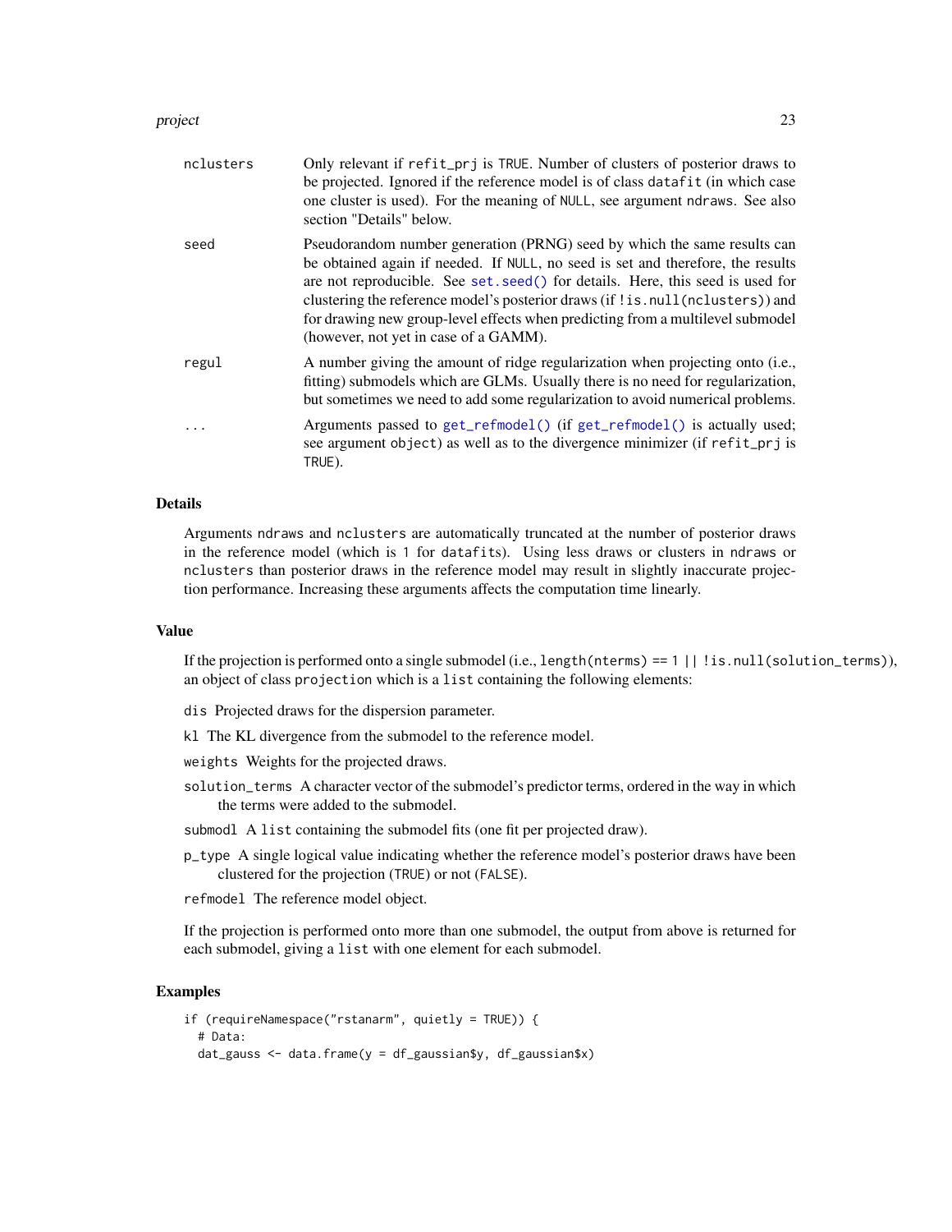| | |
|---|---|
| nclusters | Only relevant if refit_prj is TRUE. Number of clusters of posterior draws to be projected. Ignored if the reference model is of class datafit (in which case one cluster is used). For the meaning of NULL, see argument ndraws. See also section "Details" below. |
| seed | Pseudorandom number generation (PRNG) seed by which the same results can be obtained again if needed. If NULL, no seed is set and therefore, the results are not reproducible. See set.seed() for details. Here, this seed is used for clustering the reference model's posterior draws (if !is.null(nclusters)) and for drawing new group-level effects when predicting from a multilevel submodel (however, not yet in case of a GAMM). |
| regul | A number giving the amount of ridge regularization when projecting onto (i.e., fitting) submodels which are GLMs. Usually there is no need for regularization, but sometimes we need to add some regularization to avoid numerical problems. |
| ... | Arguments passed to get_refmodel() (if get_refmodel() is actually used; see argument object) as well as to the divergence minimizer (if refit_prj is TRUE). |

## Details

Arguments ndraws and nclusters are automatically truncated at the number of posterior draws in the reference model (which is 1 for datafits). Using less draws or clusters in ndraws or nclusters than posterior draws in the reference model may result in slightly inaccurate projection performance. Increasing these arguments affects the computation time linearly.

## Value

If the projection is performed onto a single submodel (i.e., length(nterms) == 1 || !is.null(solution_terms)), an object of class projection which is a list containing the following elements:

- dis Projected draws for the dispersion parameter.
- kl The KL divergence from the submodel to the reference model.
- weights Weights for the projected draws.
- solution_terms A character vector of the submodel's predictor terms, ordered in the way in which the terms were added to the submodel.
- submodl A list containing the submodel fits (one fit per projected draw).
- p_type A single logical value indicating whether the reference model's posterior draws have been clustered for the projection (TRUE) or not (FALSE).
- refmodel The reference model object.

If the projection is performed onto more than one submodel, the output from above is returned for each submodel, giving a list with one element for each submodel.

## Examples

```
if (requireNamespace("rstanarm", quietly = TRUE)) {
  # Data:
  dat_gauss <- data.frame(y = df_gaussian$y, df_gaussian$x)
```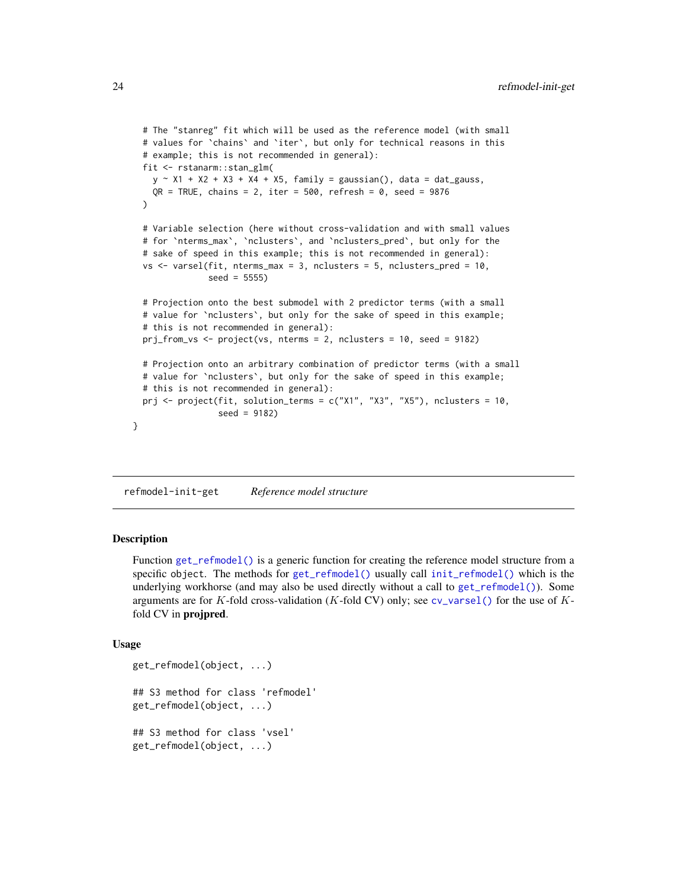```
  # The "stanreg" fit which will be used as the reference model (with small
  # values for `chains` and `iter`, but only for technical reasons in this
  # example; this is not recommended in general):
  fit <- rstanarm::stan_glm(
    y ~ X1 + X2 + X3 + X4 + X5, family = gaussian(), data = dat_gauss,
    QR = TRUE, chains = 2, iter = 500, refresh = 0, seed = 9876
  )

  # Variable selection (here without cross-validation and with small values
  # for `nterms_max`, `nclusters`, and `nclusters_pred`, but only for the
  # sake of speed in this example; this is not recommended in general):
  vs <- varsel(fit, nterms_max = 3, nclusters = 5, nclusters_pred = 10,
               seed = 5555)

  # Projection onto the best submodel with 2 predictor terms (with a small
  # value for `nclusters`, but only for the sake of speed in this example;
  # this is not recommended in general):
  prj_from_vs <- project(vs, nterms = 2, nclusters = 10, seed = 9182)

  # Projection onto an arbitrary combination of predictor terms (with a small
  # value for `nclusters`, but only for the sake of speed in this example;
  # this is not recommended in general):
  prj <- project(fit, solution_terms = c("X1", "X3", "X5"), nclusters = 10,
                 seed = 9182)
}
```

# refmodel-init-get — *Reference model structure*

## Description

Function `get_refmodel()` is a generic function for creating the reference model structure from a specific object. The methods for `get_refmodel()` usually call `init_refmodel()` which is the underlying workhorse (and may also be used directly without a call to `get_refmodel()`). Some arguments are for $K$-fold cross-validation ($K$-fold CV) only; see `cv_varsel()` for the use of $K$-fold CV in **projpred**.

## Usage

```
get_refmodel(object, ...)

## S3 method for class 'refmodel'
get_refmodel(object, ...)

## S3 method for class 'vsel'
get_refmodel(object, ...)
```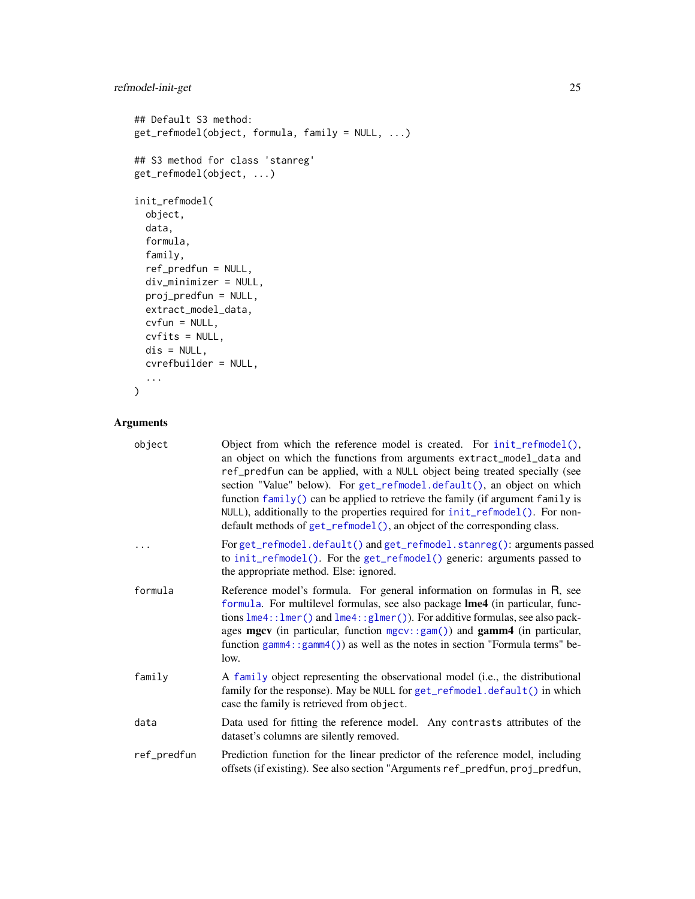```
## Default S3 method:
get_refmodel(object, formula, family = NULL, ...)

## S3 method for class 'stanreg'
get_refmodel(object, ...)

init_refmodel(
  object,
  data,
  formula,
  family,
  ref_predfun = NULL,
  div_minimizer = NULL,
  proj_predfun = NULL,
  extract_model_data,
  cvfun = NULL,
  cvfits = NULL,
  dis = NULL,
  cvrefbuilder = NULL,
  ...
)
```

## Arguments

| | |
|---|---|
| `object` | Object from which the reference model is created. For `init_refmodel()`, an object on which the functions from arguments `extract_model_data` and `ref_predfun` can be applied, with a `NULL` object being treated specially (see section "Value" below). For `get_refmodel.default()`, an object on which function `family()` can be applied to retrieve the family (if argument `family` is `NULL`), additionally to the properties required for `init_refmodel()`. For non-default methods of `get_refmodel()`, an object of the corresponding class. |
| `...` | For `get_refmodel.default()` and `get_refmodel.stanreg()`: arguments passed to `init_refmodel()`. For the `get_refmodel()` generic: arguments passed to the appropriate method. Else: ignored. |
| `formula` | Reference model's formula. For general information on formulas in R, see `formula`. For multilevel formulas, see also package **lme4** (in particular, functions `lme4::lmer()` and `lme4::glmer()`). For additive formulas, see also packages **mgcv** (in particular, function `mgcv::gam()`) and **gamm4** (in particular, function `gamm4::gamm4()`) as well as the notes in section "Formula terms" below. |
| `family` | A `family` object representing the observational model (i.e., the distributional family for the response). May be `NULL` for `get_refmodel.default()` in which case the family is retrieved from `object`. |
| `data` | Data used for fitting the reference model. Any `contrasts` attributes of the dataset's columns are silently removed. |
| `ref_predfun` | Prediction function for the linear predictor of the reference model, including offsets (if existing). See also section "Arguments `ref_predfun`, `proj_predfun`, |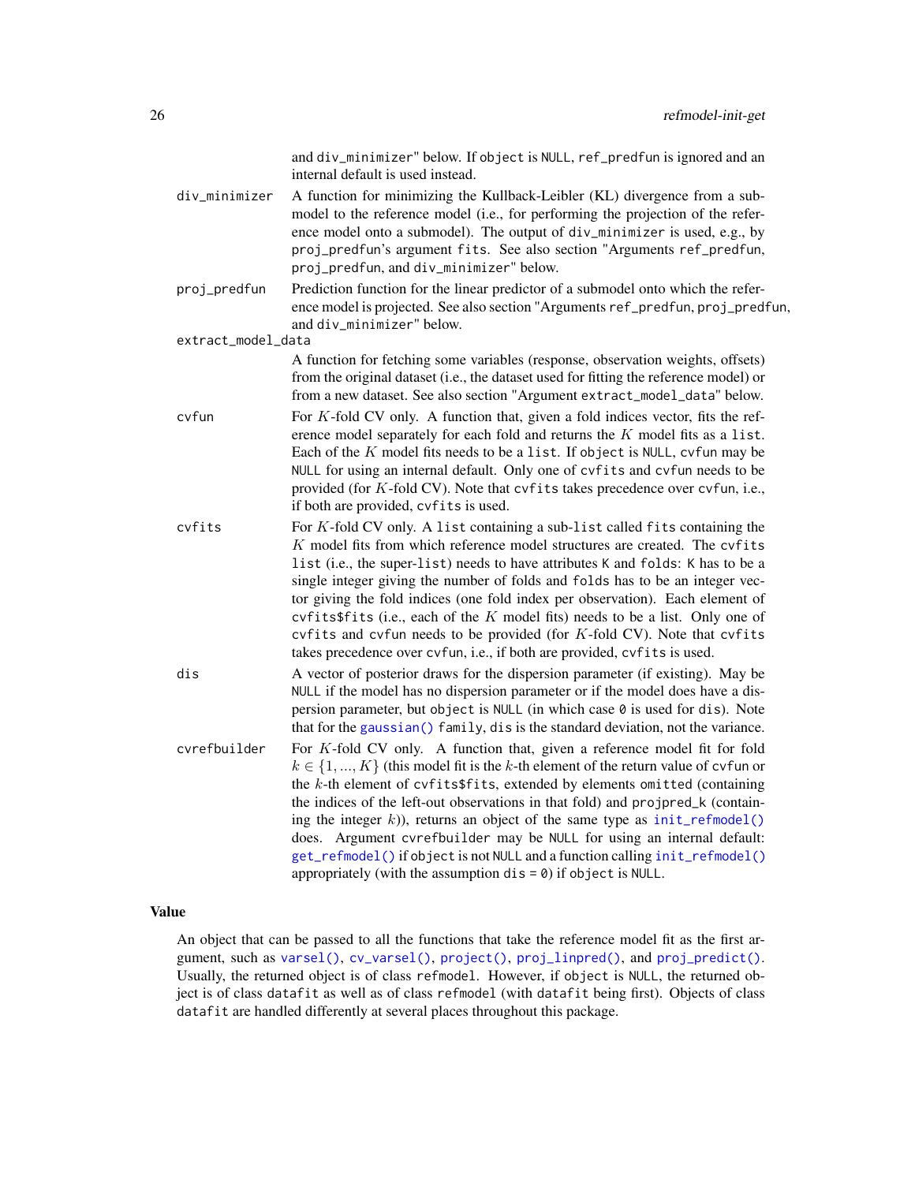and div_minimizer" below. If object is NULL, ref_predfun is ignored and an internal default is used instead.

div_minimizer
: A function for minimizing the Kullback-Leibler (KL) divergence from a submodel to the reference model (i.e., for performing the projection of the reference model onto a submodel). The output of div_minimizer is used, e.g., by proj_predfun's argument fits. See also section "Arguments ref_predfun, proj_predfun, and div_minimizer" below.

proj_predfun
: Prediction function for the linear predictor of a submodel onto which the reference model is projected. See also section "Arguments ref_predfun, proj_predfun, and div_minimizer" below.

extract_model_data
: A function for fetching some variables (response, observation weights, offsets) from the original dataset (i.e., the dataset used for fitting the reference model) or from a new dataset. See also section "Argument extract_model_data" below.

cvfun
: For $K$-fold CV only. A function that, given a fold indices vector, fits the reference model separately for each fold and returns the $K$ model fits as a list. Each of the $K$ model fits needs to be a list. If object is NULL, cvfun may be NULL for using an internal default. Only one of cvfits and cvfun needs to be provided (for $K$-fold CV). Note that cvfits takes precedence over cvfun, i.e., if both are provided, cvfits is used.

cvfits
: For $K$-fold CV only. A list containing a sub-list called fits containing the $K$ model fits from which reference model structures are created. The cvfits list (i.e., the super-list) needs to have attributes K and folds: K has to be a single integer giving the number of folds and folds has to be an integer vector giving the fold indices (one fold index per observation). Each element of cvfits$fits (i.e., each of the $K$ model fits) needs to be a list. Only one of cvfits and cvfun needs to be provided (for $K$-fold CV). Note that cvfits takes precedence over cvfun, i.e., if both are provided, cvfits is used.

dis
: A vector of posterior draws for the dispersion parameter (if existing). May be NULL if the model has no dispersion parameter or if the model does have a dispersion parameter, but object is NULL (in which case 0 is used for dis). Note that for the gaussian() family, dis is the standard deviation, not the variance.

cvrefbuilder
: For $K$-fold CV only. A function that, given a reference model fit for fold $k \in \{1, ..., K\}$ (this model fit is the $k$-th element of the return value of cvfun or the $k$-th element of cvfits$fits, extended by elements omitted (containing the indices of the left-out observations in that fold) and projpred_k (containing the integer $k$)), returns an object of the same type as init_refmodel() does. Argument cvrefbuilder may be NULL for using an internal default: get_refmodel() if object is not NULL and a function calling init_refmodel() appropriately (with the assumption dis = 0) if object is NULL.

## Value

An object that can be passed to all the functions that take the reference model fit as the first argument, such as varsel(), cv_varsel(), project(), proj_linpred(), and proj_predict(). Usually, the returned object is of class refmodel. However, if object is NULL, the returned object is of class datafit as well as of class refmodel (with datafit being first). Objects of class datafit are handled differently at several places throughout this package.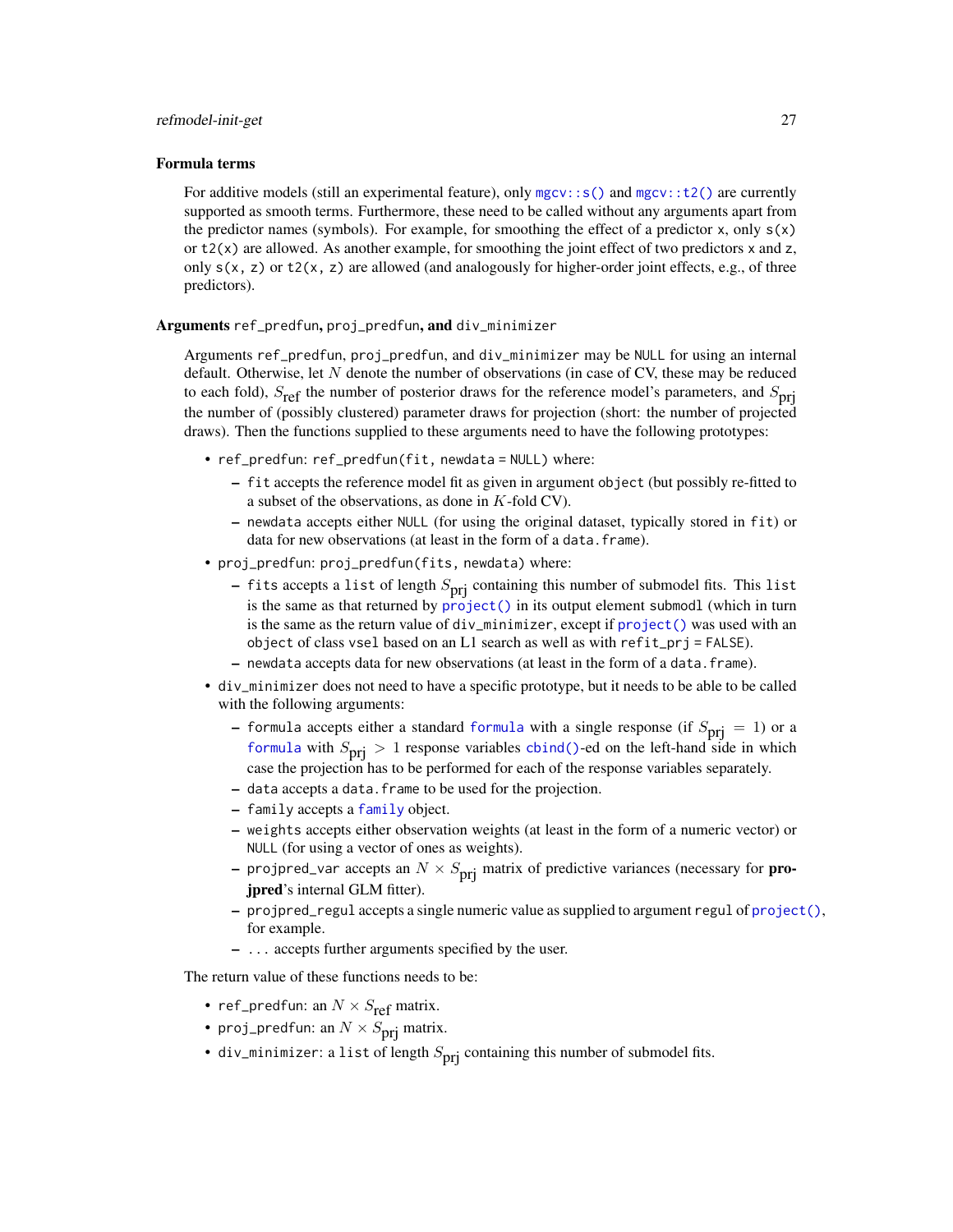### Formula terms

For additive models (still an experimental feature), only `mgcv::s()` and `mgcv::t2()` are currently supported as smooth terms. Furthermore, these need to be called without any arguments apart from the predictor names (symbols). For example, for smoothing the effect of a predictor `x`, only `s(x)` or `t2(x)` are allowed. As another example, for smoothing the joint effect of two predictors `x` and `z`, only `s(x, z)` or `t2(x, z)` are allowed (and analogously for higher-order joint effects, e.g., of three predictors).

### Arguments `ref_predfun`, `proj_predfun`, and `div_minimizer`

Arguments `ref_predfun`, `proj_predfun`, and `div_minimizer` may be `NULL` for using an internal default. Otherwise, let $N$ denote the number of observations (in case of CV, these may be reduced to each fold), $S_{\text{ref}}$ the number of posterior draws for the reference model's parameters, and $S_{\text{prj}}$ the number of (possibly clustered) parameter draws for projection (short: the number of projected draws). Then the functions supplied to these arguments need to have the following prototypes:

- `ref_predfun`: `ref_predfun(fit, newdata = NULL)` where:
  - `fit` accepts the reference model fit as given in argument `object` (but possibly re-fitted to a subset of the observations, as done in $K$-fold CV).
  - `newdata` accepts either `NULL` (for using the original dataset, typically stored in `fit`) or data for new observations (at least in the form of a `data.frame`).
- `proj_predfun`: `proj_predfun(fits, newdata)` where:
  - `fits` accepts a `list` of length $S_{\text{prj}}$ containing this number of submodel fits. This `list` is the same as that returned by `project()` in its output element `submodl` (which in turn is the same as the return value of `div_minimizer`, except if `project()` was used with an `object` of class `vsel` based on an L1 search as well as with `refit_prj = FALSE`).
  - `newdata` accepts data for new observations (at least in the form of a `data.frame`).
- `div_minimizer` does not need to have a specific prototype, but it needs to be able to be called with the following arguments:
  - `formula` accepts either a standard `formula` with a single response (if $S_{\text{prj}} = 1$) or a `formula` with $S_{\text{prj}} > 1$ response variables `cbind()`-ed on the left-hand side in which case the projection has to be performed for each of the response variables separately.
  - `data` accepts a `data.frame` to be used for the projection.
  - `family` accepts a `family` object.
  - `weights` accepts either observation weights (at least in the form of a numeric vector) or `NULL` (for using a vector of ones as weights).
  - `projpred_var` accepts an $N \times S_{\text{prj}}$ matrix of predictive variances (necessary for **projpred**'s internal GLM fitter).
  - `projpred_regul` accepts a single numeric value as supplied to argument `regul` of `project()`, for example.
  - `...` accepts further arguments specified by the user.

The return value of these functions needs to be:

- `ref_predfun`: an $N \times S_{\text{ref}}$ matrix.
- `proj_predfun`: an $N \times S_{\text{prj}}$ matrix.
- `div_minimizer`: a `list` of length $S_{\text{prj}}$ containing this number of submodel fits.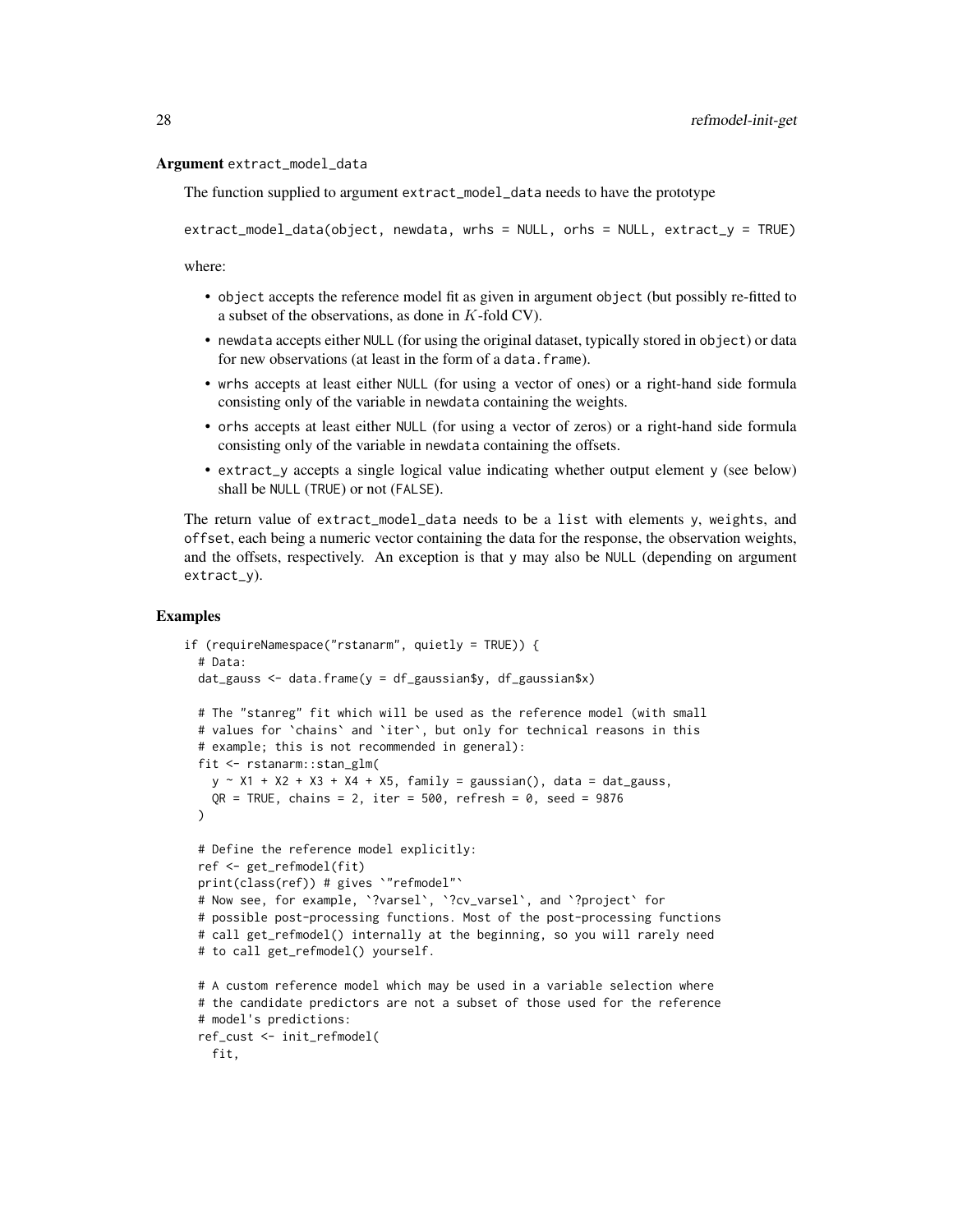### Argument `extract_model_data`

The function supplied to argument `extract_model_data` needs to have the prototype

```
extract_model_data(object, newdata, wrhs = NULL, orhs = NULL, extract_y = TRUE)
```

where:

- `object` accepts the reference model fit as given in argument `object` (but possibly re-fitted to a subset of the observations, as done in $K$-fold CV).
- `newdata` accepts either `NULL` (for using the original dataset, typically stored in `object`) or data for new observations (at least in the form of a `data.frame`).
- `wrhs` accepts at least either `NULL` (for using a vector of ones) or a right-hand side formula consisting only of the variable in `newdata` containing the weights.
- `orhs` accepts at least either `NULL` (for using a vector of zeros) or a right-hand side formula consisting only of the variable in `newdata` containing the offsets.
- `extract_y` accepts a single logical value indicating whether output element `y` (see below) shall be `NULL` (`TRUE`) or not (`FALSE`).

The return value of `extract_model_data` needs to be a `list` with elements `y`, `weights`, and `offset`, each being a numeric vector containing the data for the response, the observation weights, and the offsets, respectively. An exception is that `y` may also be `NULL` (depending on argument `extract_y`).

## Examples

```
if (requireNamespace("rstanarm", quietly = TRUE)) {
  # Data:
  dat_gauss <- data.frame(y = df_gaussian$y, df_gaussian$x)

  # The "stanreg" fit which will be used as the reference model (with small
  # values for `chains` and `iter`, but only for technical reasons in this
  # example; this is not recommended in general):
  fit <- rstanarm::stan_glm(
    y ~ X1 + X2 + X3 + X4 + X5, family = gaussian(), data = dat_gauss,
    QR = TRUE, chains = 2, iter = 500, refresh = 0, seed = 9876
  )

  # Define the reference model explicitly:
  ref <- get_refmodel(fit)
  print(class(ref)) # gives `"refmodel"`
  # Now see, for example, `?varsel`, `?cv_varsel`, and `?project` for
  # possible post-processing functions. Most of the post-processing functions
  # call get_refmodel() internally at the beginning, so you will rarely need
  # to call get_refmodel() yourself.

  # A custom reference model which may be used in a variable selection where
  # the candidate predictors are not a subset of those used for the reference
  # model's predictions:
  ref_cust <- init_refmodel(
    fit,
```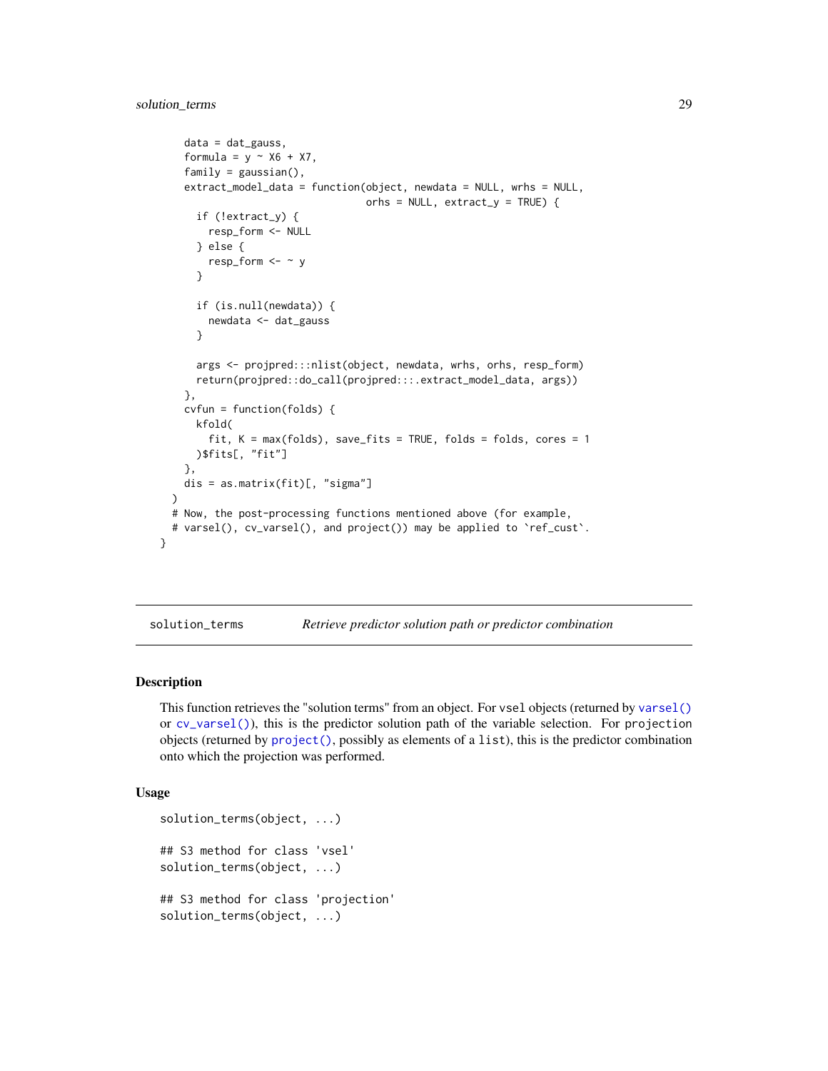```
    data = dat_gauss,
    formula = y ~ X6 + X7,
    family = gaussian(),
    extract_model_data = function(object, newdata = NULL, wrhs = NULL,
                                  orhs = NULL, extract_y = TRUE) {
      if (!extract_y) {
        resp_form <- NULL
      } else {
        resp_form <- ~ y
      }

      if (is.null(newdata)) {
        newdata <- dat_gauss
      }

      args <- projpred:::nlist(object, newdata, wrhs, orhs, resp_form)
      return(projpred::do_call(projpred:::.extract_model_data, args))
    },
    cvfun = function(folds) {
      kfold(
        fit, K = max(folds), save_fits = TRUE, folds = folds, cores = 1
      )$fits[, "fit"]
    },
    dis = as.matrix(fit)[, "sigma"]
  )
  # Now, the post-processing functions mentioned above (for example,
  # varsel(), cv_varsel(), and project()) may be applied to `ref_cust`.
}
```

---

## solution_terms — *Retrieve predictor solution path or predictor combination*

### Description

This function retrieves the "solution terms" from an object. For `vsel` objects (returned by `varsel()` or `cv_varsel()`), this is the predictor solution path of the variable selection. For `projection` objects (returned by `project()`, possibly as elements of a `list`), this is the predictor combination onto which the projection was performed.

### Usage

```
solution_terms(object, ...)

## S3 method for class 'vsel'
solution_terms(object, ...)

## S3 method for class 'projection'
solution_terms(object, ...)
```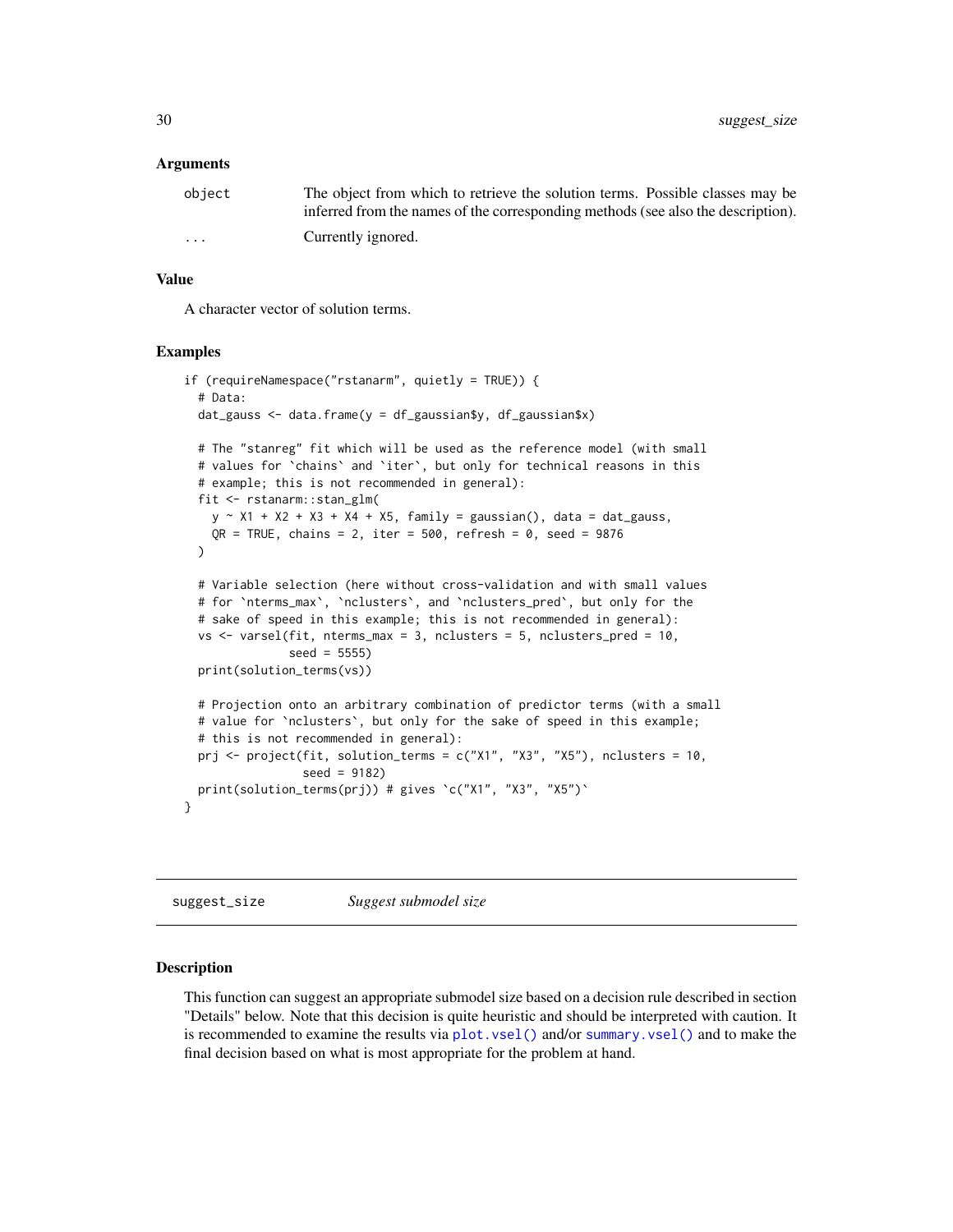### Arguments

| | |
|---|---|
| object | The object from which to retrieve the solution terms. Possible classes may be inferred from the names of the corresponding methods (see also the description). |
| ... | Currently ignored. |

### Value

A character vector of solution terms.

### Examples

```
if (requireNamespace("rstanarm", quietly = TRUE)) {
  # Data:
  dat_gauss <- data.frame(y = df_gaussian$y, df_gaussian$x)

  # The "stanreg" fit which will be used as the reference model (with small
  # values for `chains` and `iter`, but only for technical reasons in this
  # example; this is not recommended in general):
  fit <- rstanarm::stan_glm(
    y ~ X1 + X2 + X3 + X4 + X5, family = gaussian(), data = dat_gauss,
    QR = TRUE, chains = 2, iter = 500, refresh = 0, seed = 9876
  )

  # Variable selection (here without cross-validation and with small values
  # for `nterms_max`, `nclusters`, and `nclusters_pred`, but only for the
  # sake of speed in this example; this is not recommended in general):
  vs <- varsel(fit, nterms_max = 3, nclusters = 5, nclusters_pred = 10,
               seed = 5555)
  print(solution_terms(vs))

  # Projection onto an arbitrary combination of predictor terms (with a small
  # value for `nclusters`, but only for the sake of speed in this example;
  # this is not recommended in general):
  prj <- project(fit, solution_terms = c("X1", "X3", "X5"), nclusters = 10,
                 seed = 9182)
  print(solution_terms(prj)) # gives `c("X1", "X3", "X5")`
}
```

---

## suggest_size *Suggest submodel size*

### Description

This function can suggest an appropriate submodel size based on a decision rule described in section "Details" below. Note that this decision is quite heuristic and should be interpreted with caution. It is recommended to examine the results via `plot.vsel()` and/or `summary.vsel()` and to make the final decision based on what is most appropriate for the problem at hand.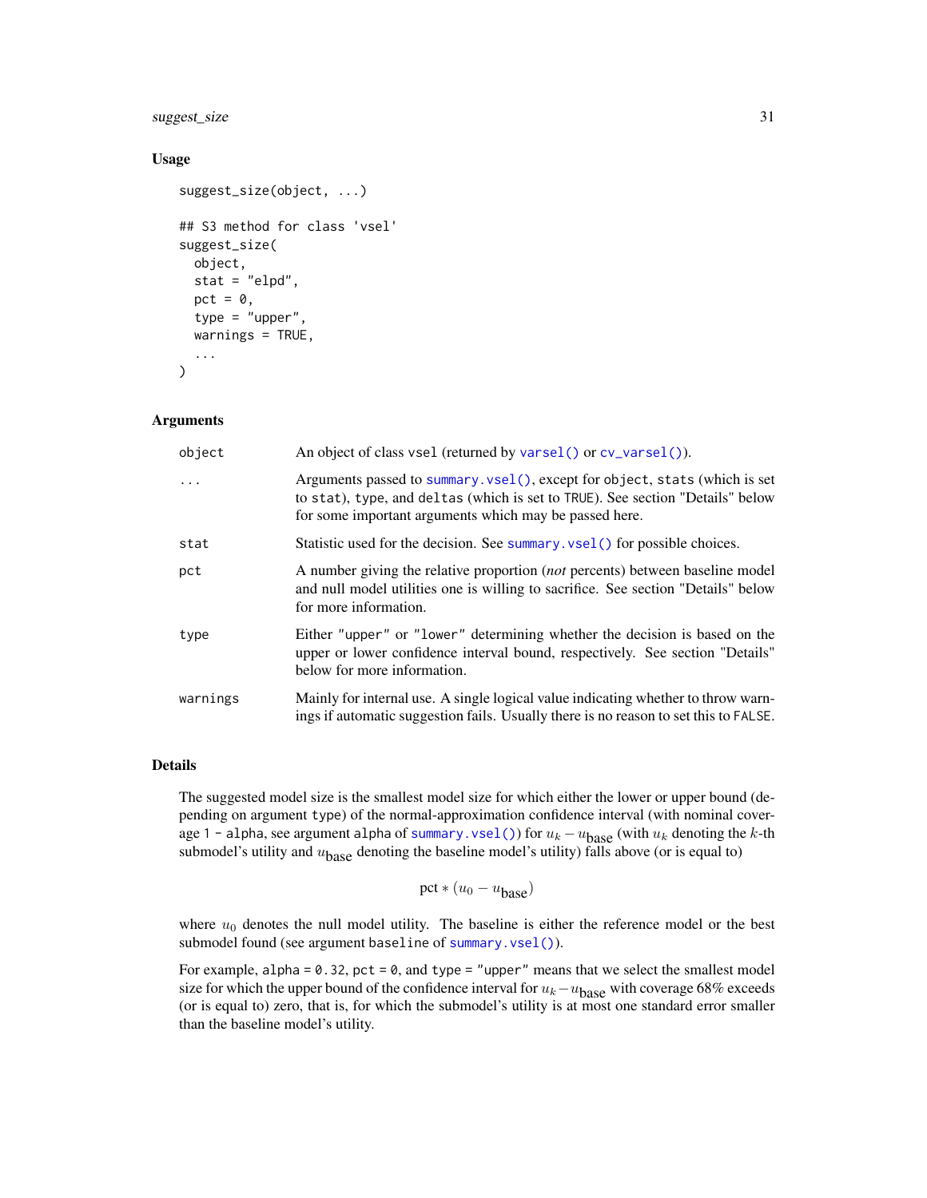### Usage

```
suggest_size(object, ...)

## S3 method for class 'vsel'
suggest_size(
  object,
  stat = "elpd",
  pct = 0,
  type = "upper",
  warnings = TRUE,
  ...
)
```

### Arguments

| | |
|---|---|
| `object` | An object of class `vsel` (returned by `varsel()` or `cv_varsel()`). |
| `...` | Arguments passed to `summary.vsel()`, except for `object`, `stats` (which is set to `stat`), `type`, and `deltas` (which is set to `TRUE`). See section "Details" below for some important arguments which may be passed here. |
| `stat` | Statistic used for the decision. See `summary.vsel()` for possible choices. |
| `pct` | A number giving the relative proportion (*not* percents) between baseline model and null model utilities one is willing to sacrifice. See section "Details" below for more information. |
| `type` | Either `"upper"` or `"lower"` determining whether the decision is based on the upper or lower confidence interval bound, respectively. See section "Details" below for more information. |
| `warnings` | Mainly for internal use. A single logical value indicating whether to throw warnings if automatic suggestion fails. Usually there is no reason to set this to `FALSE`. |

### Details

The suggested model size is the smallest model size for which either the lower or upper bound (depending on argument `type`) of the normal-approximation confidence interval (with nominal coverage `1 - alpha`, see argument `alpha` of `summary.vsel()`) for $u_k - u_{\text{base}}$ (with $u_k$ denoting the $k$-th submodel's utility and $u_{\text{base}}$ denoting the baseline model's utility) falls above (or is equal to)

$$\text{pct} * (u_0 - u_{\text{base}})$$

where $u_0$ denotes the null model utility. The baseline is either the reference model or the best submodel found (see argument `baseline` of `summary.vsel()`).

For example, `alpha = 0.32`, `pct = 0`, and `type = "upper"` means that we select the smallest model size for which the upper bound of the confidence interval for $u_k - u_{\text{base}}$ with coverage 68% exceeds (or is equal to) zero, that is, for which the submodel's utility is at most one standard error smaller than the baseline model's utility.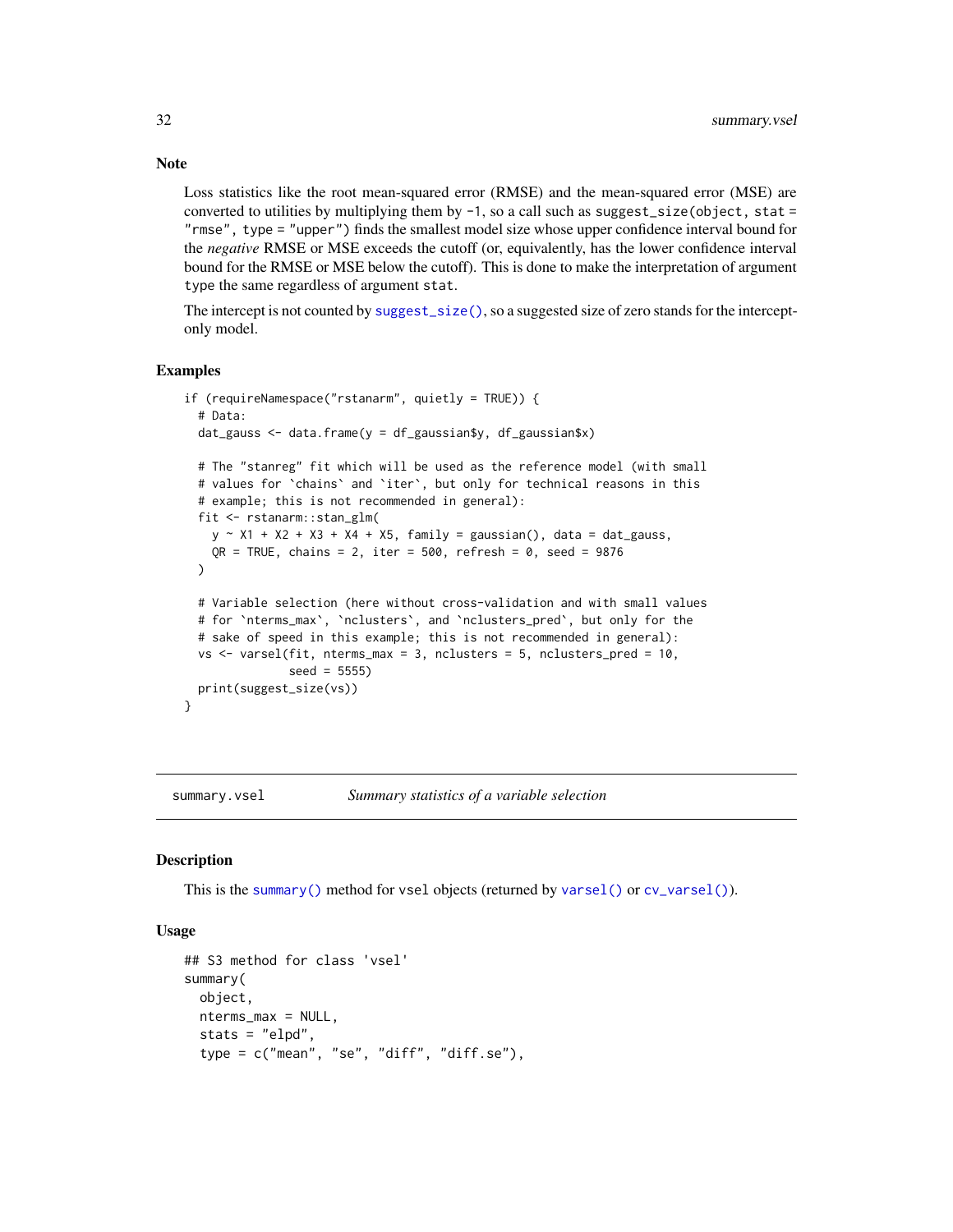### Note

Loss statistics like the root mean-squared error (RMSE) and the mean-squared error (MSE) are converted to utilities by multiplying them by `-1`, so a call such as `suggest_size(object, stat = "rmse", type = "upper")` finds the smallest model size whose upper confidence interval bound for the *negative* RMSE or MSE exceeds the cutoff (or, equivalently, has the lower confidence interval bound for the RMSE or MSE below the cutoff). This is done to make the interpretation of argument `type` the same regardless of argument `stat`.

The intercept is not counted by `suggest_size()`, so a suggested size of zero stands for the intercept-only model.

### Examples

```
if (requireNamespace("rstanarm", quietly = TRUE)) {
  # Data:
  dat_gauss <- data.frame(y = df_gaussian$y, df_gaussian$x)

  # The "stanreg" fit which will be used as the reference model (with small
  # values for `chains` and `iter`, but only for technical reasons in this
  # example; this is not recommended in general):
  fit <- rstanarm::stan_glm(
    y ~ X1 + X2 + X3 + X4 + X5, family = gaussian(), data = dat_gauss,
    QR = TRUE, chains = 2, iter = 500, refresh = 0, seed = 9876
  )

  # Variable selection (here without cross-validation and with small values
  # for `nterms_max`, `nclusters`, and `nclusters_pred`, but only for the
  # sake of speed in this example; this is not recommended in general):
  vs <- varsel(fit, nterms_max = 3, nclusters = 5, nclusters_pred = 10,
               seed = 5555)
  print(suggest_size(vs))
}
```

---

## summary.vsel — *Summary statistics of a variable selection*

### Description

This is the `summary()` method for `vsel` objects (returned by `varsel()` or `cv_varsel()`).

### Usage

```
## S3 method for class 'vsel'
summary(
  object,
  nterms_max = NULL,
  stats = "elpd",
  type = c("mean", "se", "diff", "diff.se"),
```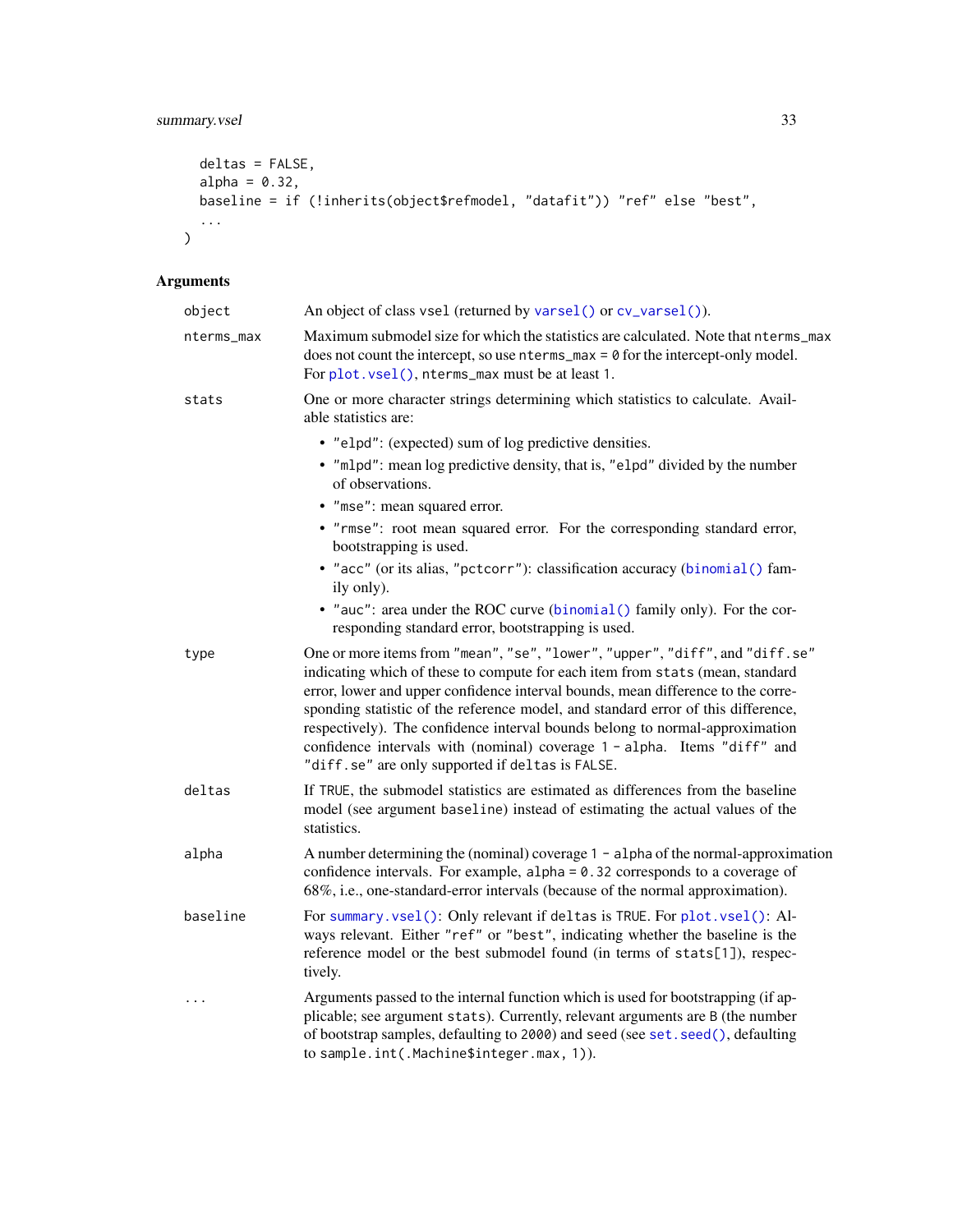```
  deltas = FALSE,
  alpha = 0.32,
  baseline = if (!inherits(object$refmodel, "datafit")) "ref" else "best",
  ...
)
```

## Arguments

| Argument | Description |
|---|---|
| object | An object of class vsel (returned by varsel() or cv_varsel()). |
| nterms_max | Maximum submodel size for which the statistics are calculated. Note that nterms_max does not count the intercept, so use nterms_max = 0 for the intercept-only model. For plot.vsel(), nterms_max must be at least 1. |
| stats | One or more character strings determining which statistics to calculate. Available statistics are: <br>• "elpd": (expected) sum of log predictive densities. <br>• "mlpd": mean log predictive density, that is, "elpd" divided by the number of observations. <br>• "mse": mean squared error. <br>• "rmse": root mean squared error. For the corresponding standard error, bootstrapping is used. <br>• "acc" (or its alias, "pctcorr"): classification accuracy (binomial() family only). <br>• "auc": area under the ROC curve (binomial() family only). For the corresponding standard error, bootstrapping is used. |
| type | One or more items from "mean", "se", "lower", "upper", "diff", and "diff.se" indicating which of these to compute for each item from stats (mean, standard error, lower and upper confidence interval bounds, mean difference to the corresponding statistic of the reference model, and standard error of this difference, respectively). The confidence interval bounds belong to normal-approximation confidence intervals with (nominal) coverage 1 - alpha. Items "diff" and "diff.se" are only supported if deltas is FALSE. |
| deltas | If TRUE, the submodel statistics are estimated as differences from the baseline model (see argument baseline) instead of estimating the actual values of the statistics. |
| alpha | A number determining the (nominal) coverage 1 - alpha of the normal-approximation confidence intervals. For example, alpha = 0.32 corresponds to a coverage of 68%, i.e., one-standard-error intervals (because of the normal approximation). |
| baseline | For summary.vsel(): Only relevant if deltas is TRUE. For plot.vsel(): Always relevant. Either "ref" or "best", indicating whether the baseline is the reference model or the best submodel found (in terms of stats[1]), respectively. |
| ... | Arguments passed to the internal function which is used for bootstrapping (if applicable; see argument stats). Currently, relevant arguments are B (the number of bootstrap samples, defaulting to 2000) and seed (see set.seed(), defaulting to sample.int(.Machine$integer.max, 1)). |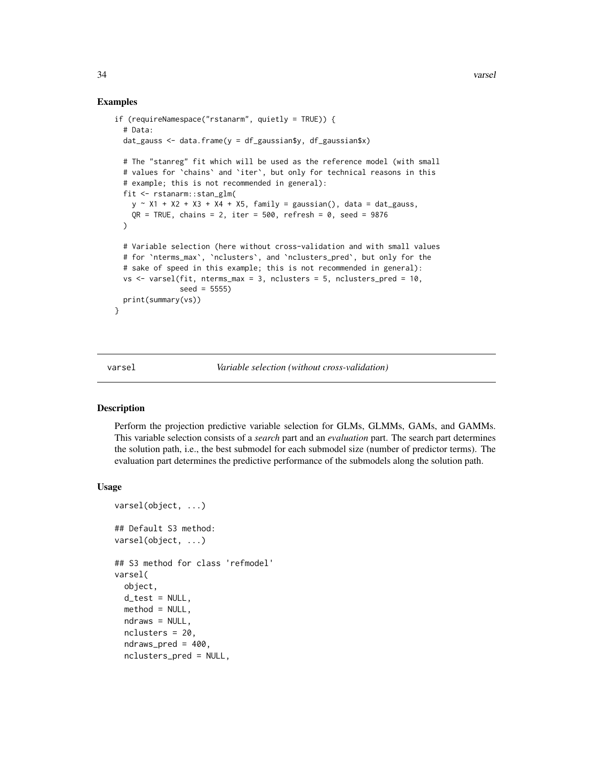## Examples

```
if (requireNamespace("rstanarm", quietly = TRUE)) {
  # Data:
  dat_gauss <- data.frame(y = df_gaussian$y, df_gaussian$x)

  # The "stanreg" fit which will be used as the reference model (with small
  # values for `chains` and `iter`, but only for technical reasons in this
  # example; this is not recommended in general):
  fit <- rstanarm::stan_glm(
    y ~ X1 + X2 + X3 + X4 + X5, family = gaussian(), data = dat_gauss,
    QR = TRUE, chains = 2, iter = 500, refresh = 0, seed = 9876
  )

  # Variable selection (here without cross-validation and with small values
  # for `nterms_max`, `nclusters`, and `nclusters_pred`, but only for the
  # sake of speed in this example; this is not recommended in general):
  vs <- varsel(fit, nterms_max = 3, nclusters = 5, nclusters_pred = 10,
               seed = 5555)
  print(summary(vs))
}
```

---

# varsel *Variable selection (without cross-validation)*

---

## Description

Perform the projection predictive variable selection for GLMs, GLMMs, GAMs, and GAMMs. This variable selection consists of a *search* part and an *evaluation* part. The search part determines the solution path, i.e., the best submodel for each submodel size (number of predictor terms). The evaluation part determines the predictive performance of the submodels along the solution path.

## Usage

```
varsel(object, ...)

## Default S3 method:
varsel(object, ...)

## S3 method for class 'refmodel'
varsel(
  object,
  d_test = NULL,
  method = NULL,
  ndraws = NULL,
  nclusters = 20,
  ndraws_pred = 400,
  nclusters_pred = NULL,
```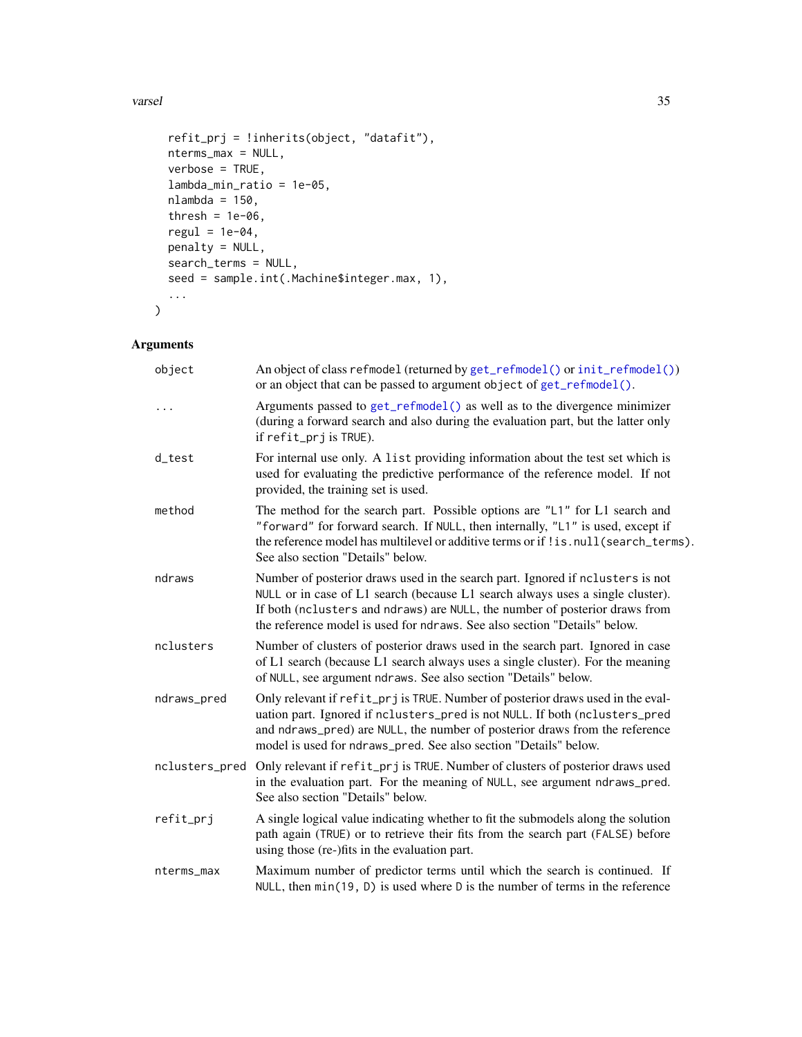```
  refit_prj = !inherits(object, "datafit"),
  nterms_max = NULL,
  verbose = TRUE,
  lambda_min_ratio = 1e-05,
  nlambda = 150,
  thresh = 1e-06,
  regul = 1e-04,
  penalty = NULL,
  search_terms = NULL,
  seed = sample.int(.Machine$integer.max, 1),
  ...
)
```

## Arguments

| | |
|---|---|
| `object` | An object of class `refmodel` (returned by `get_refmodel()` or `init_refmodel()`) or an object that can be passed to argument `object` of `get_refmodel()`. |
| `...` | Arguments passed to `get_refmodel()` as well as to the divergence minimizer (during a forward search and also during the evaluation part, but the latter only if `refit_prj` is `TRUE`). |
| `d_test` | For internal use only. A `list` providing information about the test set which is used for evaluating the predictive performance of the reference model. If not provided, the training set is used. |
| `method` | The method for the search part. Possible options are `"L1"` for L1 search and `"forward"` for forward search. If `NULL`, then internally, `"L1"` is used, except if the reference model has multilevel or additive terms or if `!is.null(search_terms)`. See also section "Details" below. |
| `ndraws` | Number of posterior draws used in the search part. Ignored if `nclusters` is not `NULL` or in case of L1 search (because L1 search always uses a single cluster). If both (`nclusters` and `ndraws`) are `NULL`, the number of posterior draws from the reference model is used for `ndraws`. See also section "Details" below. |
| `nclusters` | Number of clusters of posterior draws used in the search part. Ignored in case of L1 search (because L1 search always uses a single cluster). For the meaning of `NULL`, see argument `ndraws`. See also section "Details" below. |
| `ndraws_pred` | Only relevant if `refit_prj` is `TRUE`. Number of posterior draws used in the evaluation part. Ignored if `nclusters_pred` is not `NULL`. If both (`nclusters_pred` and `ndraws_pred`) are `NULL`, the number of posterior draws from the reference model is used for `ndraws_pred`. See also section "Details" below. |
| `nclusters_pred` | Only relevant if `refit_prj` is `TRUE`. Number of clusters of posterior draws used in the evaluation part. For the meaning of `NULL`, see argument `ndraws_pred`. See also section "Details" below. |
| `refit_prj` | A single logical value indicating whether to fit the submodels along the solution path again (`TRUE`) or to retrieve their fits from the search part (`FALSE`) before using those (re-)fits in the evaluation part. |
| `nterms_max` | Maximum number of predictor terms until which the search is continued. If `NULL`, then `min(19, D)` is used where `D` is the number of terms in the reference |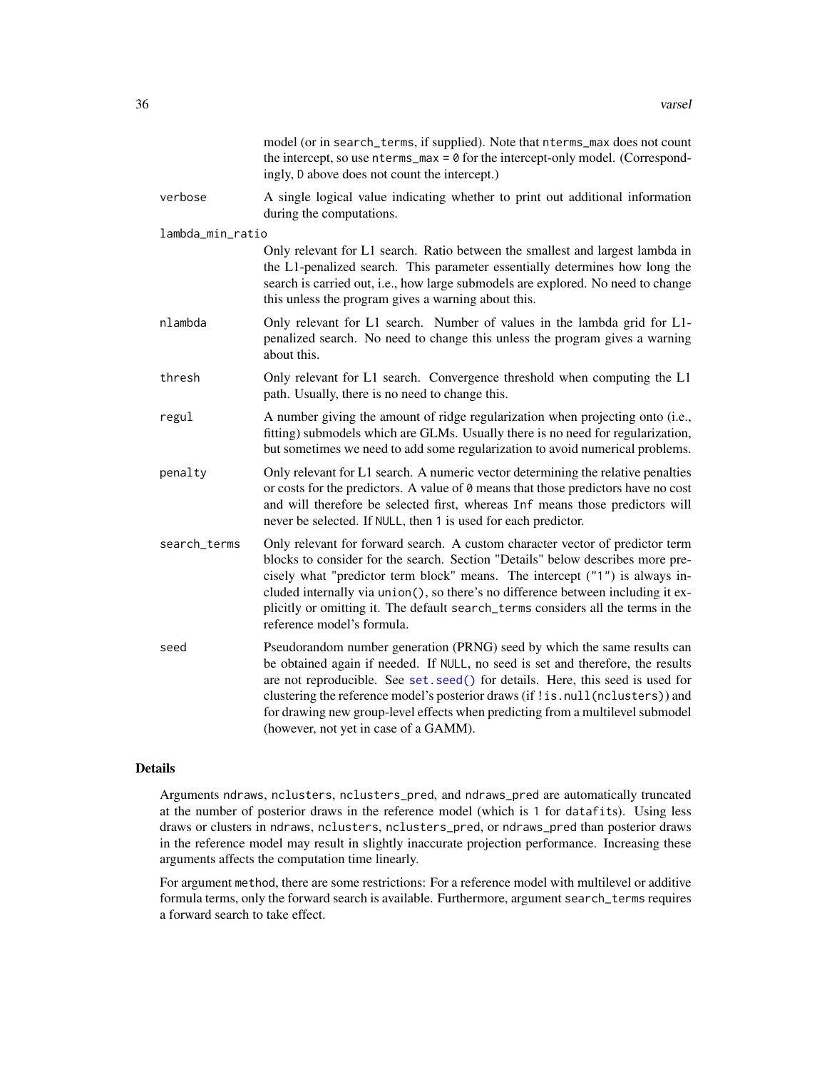model (or in `search_terms`, if supplied). Note that `nterms_max` does not count the intercept, so use `nterms_max = 0` for the intercept-only model. (Correspondingly, `D` above does not count the intercept.)

`verbose`
: A single logical value indicating whether to print out additional information during the computations.

`lambda_min_ratio`
: Only relevant for L1 search. Ratio between the smallest and largest lambda in the L1-penalized search. This parameter essentially determines how long the search is carried out, i.e., how large submodels are explored. No need to change this unless the program gives a warning about this.

`nlambda`
: Only relevant for L1 search. Number of values in the lambda grid for L1-penalized search. No need to change this unless the program gives a warning about this.

`thresh`
: Only relevant for L1 search. Convergence threshold when computing the L1 path. Usually, there is no need to change this.

`regul`
: A number giving the amount of ridge regularization when projecting onto (i.e., fitting) submodels which are GLMs. Usually there is no need for regularization, but sometimes we need to add some regularization to avoid numerical problems.

`penalty`
: Only relevant for L1 search. A numeric vector determining the relative penalties or costs for the predictors. A value of `0` means that those predictors have no cost and will therefore be selected first, whereas `Inf` means those predictors will never be selected. If `NULL`, then `1` is used for each predictor.

`search_terms`
: Only relevant for forward search. A custom character vector of predictor term blocks to consider for the search. Section "Details" below describes more precisely what "predictor term block" means. The intercept (`"1"`) is always included internally via `union()`, so there's no difference between including it explicitly or omitting it. The default `search_terms` considers all the terms in the reference model's formula.

`seed`
: Pseudorandom number generation (PRNG) seed by which the same results can be obtained again if needed. If `NULL`, no seed is set and therefore, the results are not reproducible. See `set.seed()` for details. Here, this seed is used for clustering the reference model's posterior draws (if `!is.null(nclusters)`) and for drawing new group-level effects when predicting from a multilevel submodel (however, not yet in case of a GAMM).

## Details

Arguments `ndraws`, `nclusters`, `nclusters_pred`, and `ndraws_pred` are automatically truncated at the number of posterior draws in the reference model (which is `1` for `datafit`s). Using less draws or clusters in `ndraws`, `nclusters`, `nclusters_pred`, or `ndraws_pred` than posterior draws in the reference model may result in slightly inaccurate projection performance. Increasing these arguments affects the computation time linearly.

For argument `method`, there are some restrictions: For a reference model with multilevel or additive formula terms, only the forward search is available. Furthermore, argument `search_terms` requires a forward search to take effect.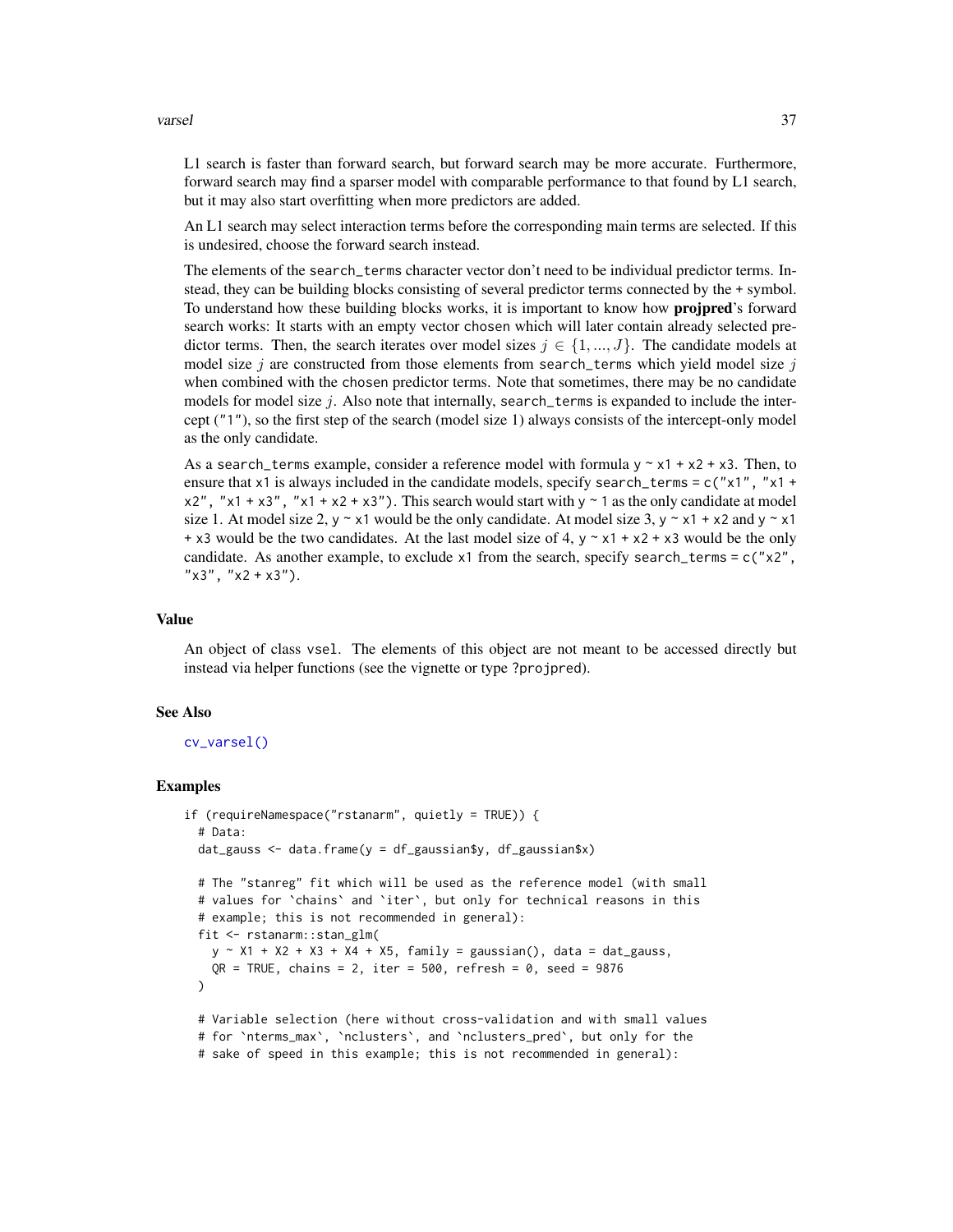L1 search is faster than forward search, but forward search may be more accurate. Furthermore, forward search may find a sparser model with comparable performance to that found by L1 search, but it may also start overfitting when more predictors are added.

An L1 search may select interaction terms before the corresponding main terms are selected. If this is undesired, choose the forward search instead.

The elements of the `search_terms` character vector don't need to be individual predictor terms. Instead, they can be building blocks consisting of several predictor terms connected by the `+` symbol. To understand how these building blocks works, it is important to know how **projpred**'s forward search works: It starts with an empty vector `chosen` which will later contain already selected predictor terms. Then, the search iterates over model sizes $j \in \{1, ..., J\}$. The candidate models at model size $j$ are constructed from those elements from `search_terms` which yield model size $j$ when combined with the `chosen` predictor terms. Note that sometimes, there may be no candidate models for model size $j$. Also note that internally, `search_terms` is expanded to include the intercept (`"1"`), so the first step of the search (model size 1) always consists of the intercept-only model as the only candidate.

As a `search_terms` example, consider a reference model with formula `y ~ x1 + x2 + x3`. Then, to ensure that `x1` is always included in the candidate models, specify `search_terms = c("x1", "x1 + x2", "x1 + x3", "x1 + x2 + x3")`. This search would start with `y ~ 1` as the only candidate at model size 1. At model size 2, `y ~ x1` would be the only candidate. At model size 3, `y ~ x1 + x2` and `y ~ x1 + x3` would be the two candidates. At the last model size of 4, `y ~ x1 + x2 + x3` would be the only candidate. As another example, to exclude `x1` from the search, specify `search_terms = c("x2", "x3", "x2 + x3")`.

## Value

An object of class `vsel`. The elements of this object are not meant to be accessed directly but instead via helper functions (see the vignette or type `?projpred`).

## See Also

`cv_varsel()`

## Examples

```
if (requireNamespace("rstanarm", quietly = TRUE)) {
  # Data:
  dat_gauss <- data.frame(y = df_gaussian$y, df_gaussian$x)

  # The "stanreg" fit which will be used as the reference model (with small
  # values for `chains` and `iter`, but only for technical reasons in this
  # example; this is not recommended in general):
  fit <- rstanarm::stan_glm(
    y ~ X1 + X2 + X3 + X4 + X5, family = gaussian(), data = dat_gauss,
    QR = TRUE, chains = 2, iter = 500, refresh = 0, seed = 9876
  )

  # Variable selection (here without cross-validation and with small values
  # for `nterms_max`, `nclusters`, and `nclusters_pred`, but only for the
  # sake of speed in this example; this is not recommended in general):
```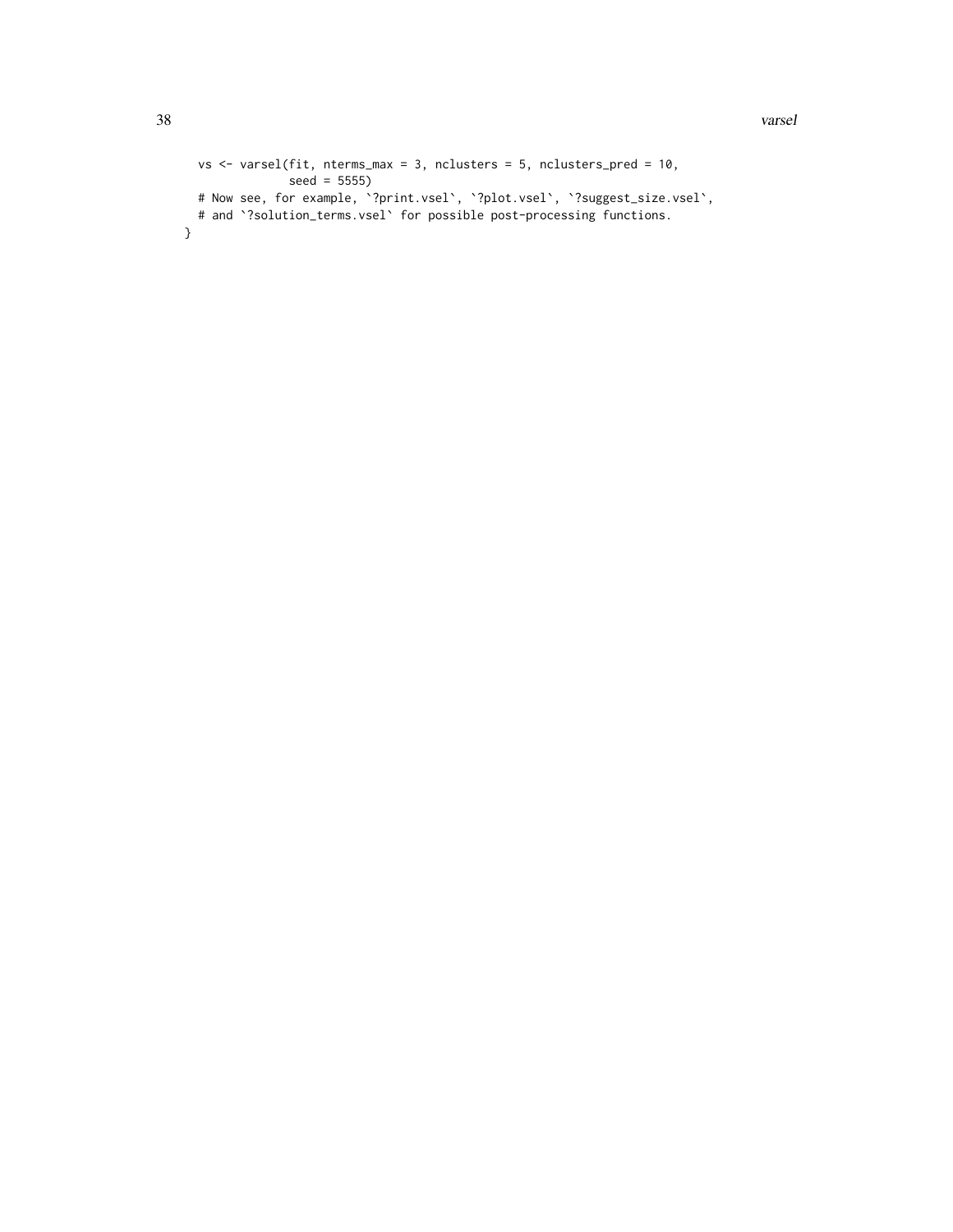```
  vs <- varsel(fit, nterms_max = 3, nclusters = 5, nclusters_pred = 10,
               seed = 5555)
  # Now see, for example, `?print.vsel`, `?plot.vsel`, `?suggest_size.vsel`,
  # and `?solution_terms.vsel` for possible post-processing functions.
}
```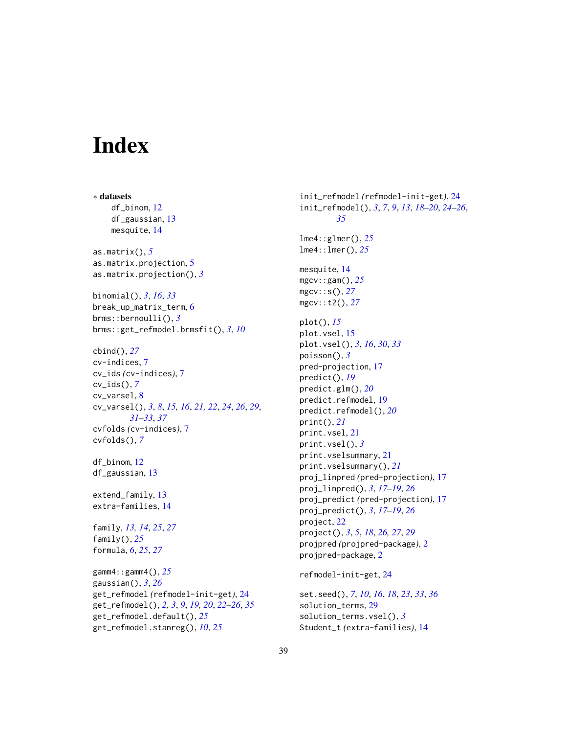# Index

* **datasets**
  - df_binom, 12
  - df_gaussian, 13
  - mesquite, 14

as.matrix(), *5*
as.matrix.projection, 5
as.matrix.projection(), *3*

binomial(), *3*, *16*, *33*
break_up_matrix_term, 6
brms::bernoulli(), *3*
brms::get_refmodel.brmsfit(), *3*, *10*

cbind(), *27*
cv-indices, 7
cv_ids *(cv-indices)*, 7
cv_ids(), *7*
cv_varsel, 8
cv_varsel(), *3*, *8*, *15, 16*, *21, 22*, *24*, *26*, *29*, *31–33*, *37*
cvfolds *(cv-indices)*, 7
cvfolds(), *7*

df_binom, 12
df_gaussian, 13

extend_family, 13
extra-families, 14

family, *13, 14*, *25*, *27*
family(), *25*
formula, *6*, *25*, *27*

gamm4::gamm4(), *25*
gaussian(), *3*, *26*
get_refmodel *(refmodel-init-get)*, 24
get_refmodel(), *2, 3*, *9*, *19, 20*, *22–26*, *35*
get_refmodel.default(), *25*
get_refmodel.stanreg(), *10*, *25*

init_refmodel *(refmodel-init-get)*, 24
init_refmodel(), *3*, *7*, *9*, *13*, *18–20*, *24–26*, *35*

lme4::glmer(), *25*
lme4::lmer(), *25*

mesquite, 14
mgcv::gam(), *25*
mgcv::s(), *27*
mgcv::t2(), *27*

plot(), *15*
plot.vsel, 15
plot.vsel(), *3*, *16*, *30*, *33*
poisson(), *3*
pred-projection, 17
predict(), *19*
predict.glm(), *20*
predict.refmodel, 19
predict.refmodel(), *20*
print(), *21*
print.vsel, 21
print.vsel(), *3*
print.vselsummary, 21
print.vselsummary(), *21*
proj_linpred *(pred-projection)*, 17
proj_linpred(), *3*, *17–19*, *26*
proj_predict *(pred-projection)*, 17
proj_predict(), *3*, *17–19*, *26*
project, 22
project(), *3*, *5*, *18*, *26, 27*, *29*
projpred *(projpred-package)*, 2
projpred-package, 2

refmodel-init-get, 24

set.seed(), *7*, *10*, *16*, *18*, *23*, *33*, *36*
solution_terms, 29
solution_terms.vsel(), *3*
Student_t *(extra-families)*, 14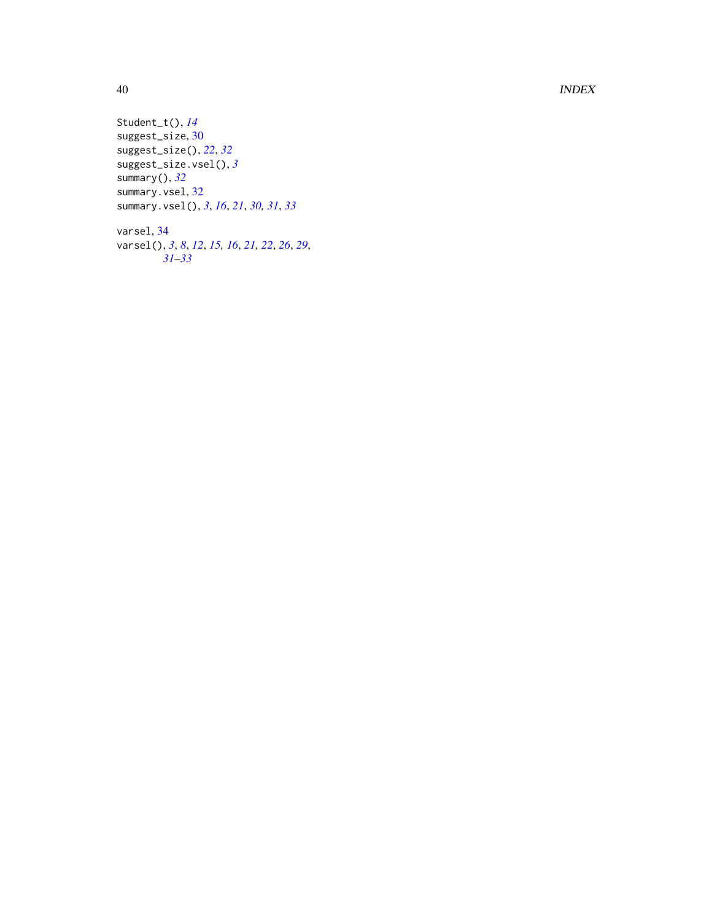Student_t(), *14*
suggest_size, 30
suggest_size(), *22*, *32*
suggest_size.vsel(), *3*
summary(), *32*
summary.vsel, 32
summary.vsel(), *3*, *16*, *21*, *30, 31*, *33*

varsel, 34
varsel(), *3*, *8*, *12*, *15, 16*, *21, 22*, *26*, *29*, *31–33*